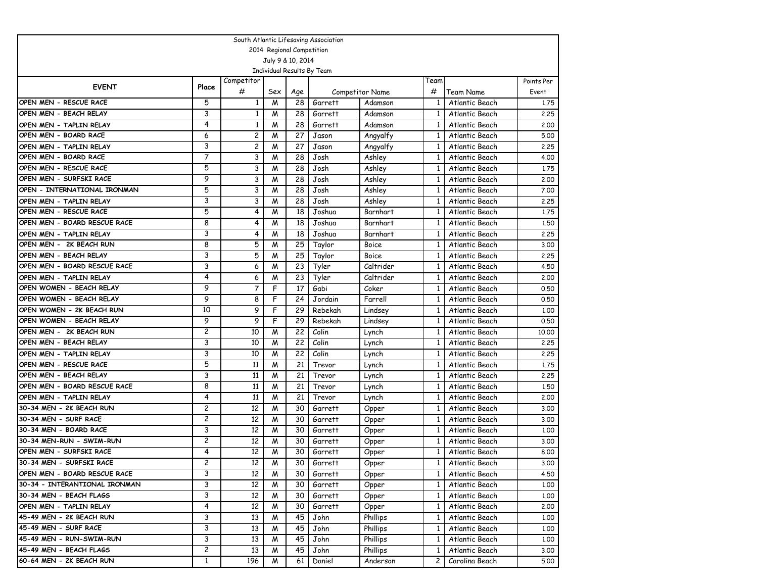South Atlantic Lifesaving Association

2014 Regional Competition

July 9 & 10, 2014

Individual Results By Team

| EVENT | Place | Competitor # | Sex | Age | Competitor Name | | Team # | Team Name | Points Per Event |
|---|---|---|---|---|---|---|---|---|---|
| OPEN MEN - RESCUE RACE | 5 | 1 | M | 28 | Garrett | Adamson | 1 | Atlantic Beach | 1.75 |
| OPEN MEN - BEACH RELAY | 3 | 1 | M | 28 | Garrett | Adamson | 1 | Atlantic Beach | 2.25 |
| OPEN MEN - TAPLIN RELAY | 4 | 1 | M | 28 | Garrett | Adamson | 1 | Atlantic Beach | 2.00 |
| OPEN MEN - BOARD RACE | 6 | 2 | M | 27 | Jason | Angyalfy | 1 | Atlantic Beach | 5.00 |
| OPEN MEN - TAPLIN RELAY | 3 | 2 | M | 27 | Jason | Angyalfy | 1 | Atlantic Beach | 2.25 |
| OPEN MEN - BOARD RACE | 7 | 3 | M | 28 | Josh | Ashley | 1 | Atlantic Beach | 4.00 |
| OPEN MEN - RESCUE RACE | 5 | 3 | M | 28 | Josh | Ashley | 1 | Atlantic Beach | 1.75 |
| OPEN MEN - SURFSKI RACE | 9 | 3 | M | 28 | Josh | Ashley | 1 | Atlantic Beach | 2.00 |
| OPEN - INTERNATIONAL IRONMAN | 5 | 3 | M | 28 | Josh | Ashley | 1 | Atlantic Beach | 7.00 |
| OPEN MEN - TAPLIN RELAY | 3 | 3 | M | 28 | Josh | Ashley | 1 | Atlantic Beach | 2.25 |
| OPEN MEN - RESCUE RACE | 5 | 4 | M | 18 | Joshua | Barnhart | 1 | Atlantic Beach | 1.75 |
| OPEN MEN - BOARD RESCUE RACE | 8 | 4 | M | 18 | Joshua | Barnhart | 1 | Atlantic Beach | 1.50 |
| OPEN MEN - TAPLIN RELAY | 3 | 4 | M | 18 | Joshua | Barnhart | 1 | Atlantic Beach | 2.25 |
| OPEN MEN - 2K BEACH RUN | 8 | 5 | M | 25 | Taylor | Boice | 1 | Atlantic Beach | 3.00 |
| OPEN MEN - BEACH RELAY | 3 | 5 | M | 25 | Taylor | Boice | 1 | Atlantic Beach | 2.25 |
| OPEN MEN - BOARD RESCUE RACE | 3 | 6 | M | 23 | Tyler | Caltrider | 1 | Atlantic Beach | 4.50 |
| OPEN MEN - TAPLIN RELAY | 4 | 6 | M | 23 | Tyler | Caltrider | 1 | Atlantic Beach | 2.00 |
| OPEN WOMEN - BEACH RELAY | 9 | 7 | F | 17 | Gabi | Coker | 1 | Atlantic Beach | 0.50 |
| OPEN WOMEN - BEACH RELAY | 9 | 8 | F | 24 | Jordain | Farrell | 1 | Atlantic Beach | 0.50 |
| OPEN WOMEN - 2K BEACH RUN | 10 | 9 | F | 29 | Rebekah | Lindsey | 1 | Atlantic Beach | 1.00 |
| OPEN WOMEN - BEACH RELAY | 9 | 9 | F | 29 | Rebekah | Lindsey | 1 | Atlantic Beach | 0.50 |
| OPEN MEN - 2K BEACH RUN | 2 | 10 | M | 22 | Colin | Lynch | 1 | Atlantic Beach | 10.00 |
| OPEN MEN - BEACH RELAY | 3 | 10 | M | 22 | Colin | Lynch | 1 | Atlantic Beach | 2.25 |
| OPEN MEN - TAPLIN RELAY | 3 | 10 | M | 22 | Colin | Lynch | 1 | Atlantic Beach | 2.25 |
| OPEN MEN - RESCUE RACE | 5 | 11 | M | 21 | Trevor | Lynch | 1 | Atlantic Beach | 1.75 |
| OPEN MEN - BEACH RELAY | 3 | 11 | M | 21 | Trevor | Lynch | 1 | Atlantic Beach | 2.25 |
| OPEN MEN - BOARD RESCUE RACE | 8 | 11 | M | 21 | Trevor | Lynch | 1 | Atlantic Beach | 1.50 |
| OPEN MEN - TAPLIN RELAY | 4 | 11 | M | 21 | Trevor | Lynch | 1 | Atlantic Beach | 2.00 |
| 30-34 MEN - 2K BEACH RUN | 2 | 12 | M | 30 | Garrett | Opper | 1 | Atlantic Beach | 3.00 |
| 30-34 MEN - SURF RACE | 2 | 12 | M | 30 | Garrett | Opper | 1 | Atlantic Beach | 3.00 |
| 30-34 MEN - BOARD RACE | 3 | 12 | M | 30 | Garrett | Opper | 1 | Atlantic Beach | 1.00 |
| 30-34 MEN-RUN - SWIM-RUN | 2 | 12 | M | 30 | Garrett | Opper | 1 | Atlantic Beach | 3.00 |
| OPEN MEN - SURFSKI RACE | 4 | 12 | M | 30 | Garrett | Opper | 1 | Atlantic Beach | 8.00 |
| 30-34 MEN - SURFSKI RACE | 2 | 12 | M | 30 | Garrett | Opper | 1 | Atlantic Beach | 3.00 |
| OPEN MEN - BOARD RESCUE RACE | 3 | 12 | M | 30 | Garrett | Opper | 1 | Atlantic Beach | 4.50 |
| 30-34 - INTERANTIONAL IRONMAN | 3 | 12 | M | 30 | Garrett | Opper | 1 | Atlantic Beach | 1.00 |
| 30-34 MEN - BEACH FLAGS | 3 | 12 | M | 30 | Garrett | Opper | 1 | Atlantic Beach | 1.00 |
| OPEN MEN - TAPLIN RELAY | 4 | 12 | M | 30 | Garrett | Opper | 1 | Atlantic Beach | 2.00 |
| 45-49 MEN - 2K BEACH RUN | 3 | 13 | M | 45 | John | Phillips | 1 | Atlantic Beach | 1.00 |
| 45-49 MEN - SURF RACE | 3 | 13 | M | 45 | John | Phillips | 1 | Atlantic Beach | 1.00 |
| 45-49 MEN - RUN-SWIM-RUN | 3 | 13 | M | 45 | John | Phillips | 1 | Atlantic Beach | 1.00 |
| 45-49 MEN - BEACH FLAGS | 2 | 13 | M | 45 | John | Phillips | 1 | Atlantic Beach | 3.00 |
| 60-64 MEN - 2K BEACH RUN | 1 | 196 | M | 61 | Daniel | Anderson | 2 | Carolina Beach | 5.00 |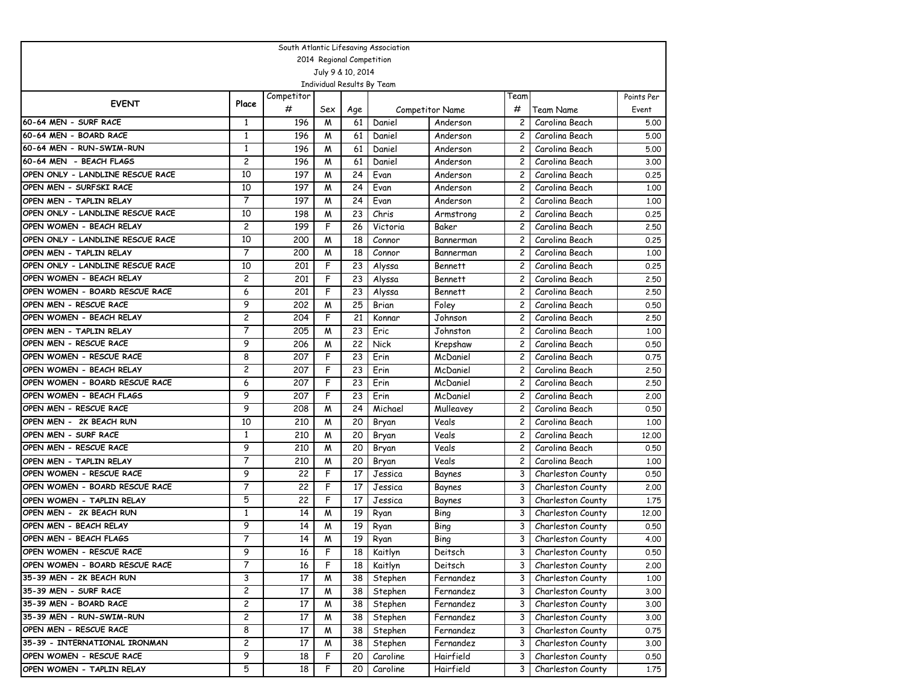South Atlantic Lifesaving Association

2014 Regional Competition

July 9 & 10, 2014

Individual Results By Team

| EVENT | Place | Competitor # | Sex | Age | Competitor Name | | Team # | Team Name | Points Per Event |
|---|---|---|---|---|---|---|---|---|---|
| 60-64 MEN - SURF RACE | 1 | 196 | M | 61 | Daniel | Anderson | 2 | Carolina Beach | 5.00 |
| 60-64 MEN - BOARD RACE | 1 | 196 | M | 61 | Daniel | Anderson | 2 | Carolina Beach | 5.00 |
| 60-64 MEN - RUN-SWIM-RUN | 1 | 196 | M | 61 | Daniel | Anderson | 2 | Carolina Beach | 5.00 |
| 60-64 MEN - BEACH FLAGS | 2 | 196 | M | 61 | Daniel | Anderson | 2 | Carolina Beach | 3.00 |
| OPEN ONLY - LANDLINE RESCUE RACE | 10 | 197 | M | 24 | Evan | Anderson | 2 | Carolina Beach | 0.25 |
| OPEN MEN - SURFSKI RACE | 10 | 197 | M | 24 | Evan | Anderson | 2 | Carolina Beach | 1.00 |
| OPEN MEN - TAPLIN RELAY | 7 | 197 | M | 24 | Evan | Anderson | 2 | Carolina Beach | 1.00 |
| OPEN ONLY - LANDLINE RESCUE RACE | 10 | 198 | M | 23 | Chris | Armstrong | 2 | Carolina Beach | 0.25 |
| OPEN WOMEN - BEACH RELAY | 2 | 199 | F | 26 | Victoria | Baker | 2 | Carolina Beach | 2.50 |
| OPEN ONLY - LANDLINE RESCUE RACE | 10 | 200 | M | 18 | Connor | Bannerman | 2 | Carolina Beach | 0.25 |
| OPEN MEN - TAPLIN RELAY | 7 | 200 | M | 18 | Connor | Bannerman | 2 | Carolina Beach | 1.00 |
| OPEN ONLY - LANDLINE RESCUE RACE | 10 | 201 | F | 23 | Alyssa | Bennett | 2 | Carolina Beach | 0.25 |
| OPEN WOMEN - BEACH RELAY | 2 | 201 | F | 23 | Alyssa | Bennett | 2 | Carolina Beach | 2.50 |
| OPEN WOMEN - BOARD RESCUE RACE | 6 | 201 | F | 23 | Alyssa | Bennett | 2 | Carolina Beach | 2.50 |
| OPEN MEN - RESCUE RACE | 9 | 202 | M | 25 | Brian | Foley | 2 | Carolina Beach | 0.50 |
| OPEN WOMEN - BEACH RELAY | 2 | 204 | F | 21 | Konnar | Johnson | 2 | Carolina Beach | 2.50 |
| OPEN MEN - TAPLIN RELAY | 7 | 205 | M | 23 | Eric | Johnston | 2 | Carolina Beach | 1.00 |
| OPEN MEN - RESCUE RACE | 9 | 206 | M | 22 | Nick | Krepshaw | 2 | Carolina Beach | 0.50 |
| OPEN WOMEN - RESCUE RACE | 8 | 207 | F | 23 | Erin | McDaniel | 2 | Carolina Beach | 0.75 |
| OPEN WOMEN - BEACH RELAY | 2 | 207 | F | 23 | Erin | McDaniel | 2 | Carolina Beach | 2.50 |
| OPEN WOMEN - BOARD RESCUE RACE | 6 | 207 | F | 23 | Erin | McDaniel | 2 | Carolina Beach | 2.50 |
| OPEN WOMEN - BEACH FLAGS | 9 | 207 | F | 23 | Erin | McDaniel | 2 | Carolina Beach | 2.00 |
| OPEN MEN - RESCUE RACE | 9 | 208 | M | 24 | Michael | Mulleavey | 2 | Carolina Beach | 0.50 |
| OPEN MEN - 2K BEACH RUN | 10 | 210 | M | 20 | Bryan | Veals | 2 | Carolina Beach | 1.00 |
| OPEN MEN - SURF RACE | 1 | 210 | M | 20 | Bryan | Veals | 2 | Carolina Beach | 12.00 |
| OPEN MEN - RESCUE RACE | 9 | 210 | M | 20 | Bryan | Veals | 2 | Carolina Beach | 0.50 |
| OPEN MEN - TAPLIN RELAY | 7 | 210 | M | 20 | Bryan | Veals | 2 | Carolina Beach | 1.00 |
| OPEN WOMEN - RESCUE RACE | 9 | 22 | F | 17 | Jessica | Baynes | 3 | Charleston County | 0.50 |
| OPEN WOMEN - BOARD RESCUE RACE | 7 | 22 | F | 17 | Jessica | Baynes | 3 | Charleston County | 2.00 |
| OPEN WOMEN - TAPLIN RELAY | 5 | 22 | F | 17 | Jessica | Baynes | 3 | Charleston County | 1.75 |
| OPEN MEN - 2K BEACH RUN | 1 | 14 | M | 19 | Ryan | Bing | 3 | Charleston County | 12.00 |
| OPEN MEN - BEACH RELAY | 9 | 14 | M | 19 | Ryan | Bing | 3 | Charleston County | 0.50 |
| OPEN MEN - BEACH FLAGS | 7 | 14 | M | 19 | Ryan | Bing | 3 | Charleston County | 4.00 |
| OPEN WOMEN - RESCUE RACE | 9 | 16 | F | 18 | Kaitlyn | Deitsch | 3 | Charleston County | 0.50 |
| OPEN WOMEN - BOARD RESCUE RACE | 7 | 16 | F | 18 | Kaitlyn | Deitsch | 3 | Charleston County | 2.00 |
| 35-39 MEN - 2K BEACH RUN | 3 | 17 | M | 38 | Stephen | Fernandez | 3 | Charleston County | 1.00 |
| 35-39 MEN - SURF RACE | 2 | 17 | M | 38 | Stephen | Fernandez | 3 | Charleston County | 3.00 |
| 35-39 MEN - BOARD RACE | 2 | 17 | M | 38 | Stephen | Fernandez | 3 | Charleston County | 3.00 |
| 35-39 MEN - RUN-SWIM-RUN | 2 | 17 | M | 38 | Stephen | Fernandez | 3 | Charleston County | 3.00 |
| OPEN MEN - RESCUE RACE | 8 | 17 | M | 38 | Stephen | Fernandez | 3 | Charleston County | 0.75 |
| 35-39 - INTERNATIONAL IRONMAN | 2 | 17 | M | 38 | Stephen | Fernandez | 3 | Charleston County | 3.00 |
| OPEN WOMEN - RESCUE RACE | 9 | 18 | F | 20 | Caroline | Hairfield | 3 | Charleston County | 0.50 |
| OPEN WOMEN - TAPLIN RELAY | 5 | 18 | F | 20 | Caroline | Hairfield | 3 | Charleston County | 1.75 |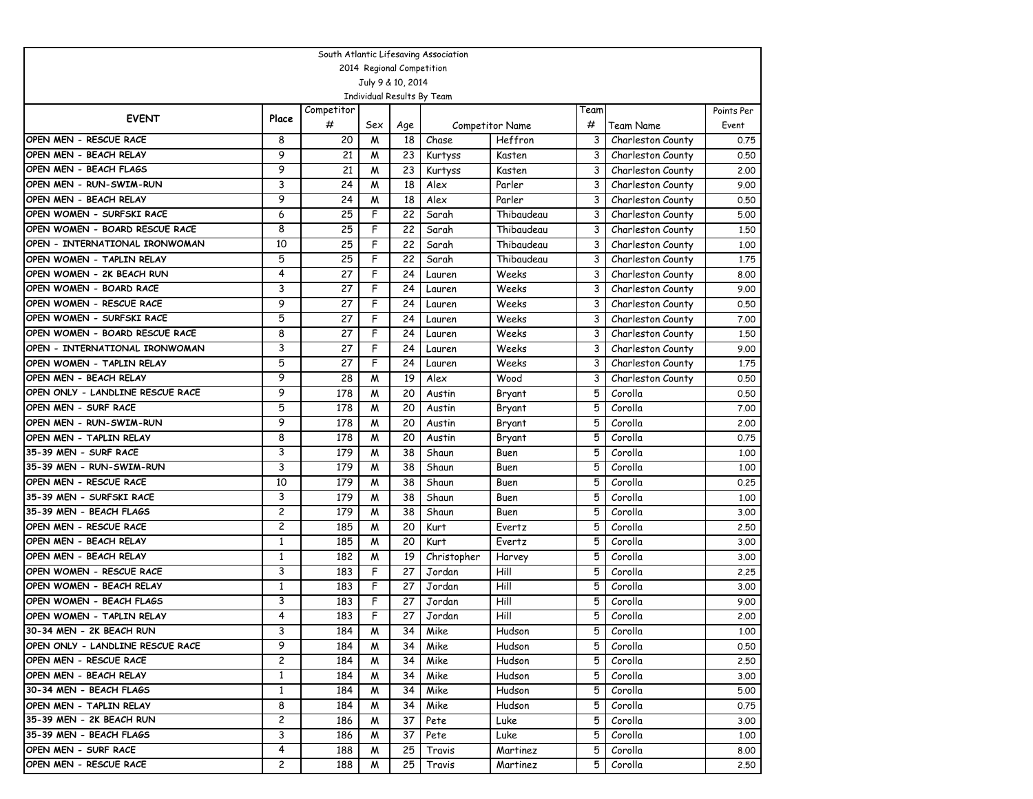South Atlantic Lifesaving Association

2014 Regional Competition

July 9 & 10, 2014

Individual Results By Team

| EVENT | Place | Competitor # | Sex | Age | Competitor Name | | Team # | Team Name | Points Per Event |
|---|---|---|---|---|---|---|---|---|---|
| OPEN MEN - RESCUE RACE | 8 | 20 | M | 18 | Chase | Heffron | 3 | Charleston County | 0.75 |
| OPEN MEN - BEACH RELAY | 9 | 21 | M | 23 | Kurtyss | Kasten | 3 | Charleston County | 0.50 |
| OPEN MEN - BEACH FLAGS | 9 | 21 | M | 23 | Kurtyss | Kasten | 3 | Charleston County | 2.00 |
| OPEN MEN - RUN-SWIM-RUN | 3 | 24 | M | 18 | Alex | Parler | 3 | Charleston County | 9.00 |
| OPEN MEN - BEACH RELAY | 9 | 24 | M | 18 | Alex | Parler | 3 | Charleston County | 0.50 |
| OPEN WOMEN - SURFSKI RACE | 6 | 25 | F | 22 | Sarah | Thibaudeau | 3 | Charleston County | 5.00 |
| OPEN WOMEN - BOARD RESCUE RACE | 8 | 25 | F | 22 | Sarah | Thibaudeau | 3 | Charleston County | 1.50 |
| OPEN - INTERNATIONAL IRONWOMAN | 10 | 25 | F | 22 | Sarah | Thibaudeau | 3 | Charleston County | 1.00 |
| OPEN WOMEN - TAPLIN RELAY | 5 | 25 | F | 22 | Sarah | Thibaudeau | 3 | Charleston County | 1.75 |
| OPEN WOMEN - 2K BEACH RUN | 4 | 27 | F | 24 | Lauren | Weeks | 3 | Charleston County | 8.00 |
| OPEN WOMEN - BOARD RACE | 3 | 27 | F | 24 | Lauren | Weeks | 3 | Charleston County | 9.00 |
| OPEN WOMEN - RESCUE RACE | 9 | 27 | F | 24 | Lauren | Weeks | 3 | Charleston County | 0.50 |
| OPEN WOMEN - SURFSKI RACE | 5 | 27 | F | 24 | Lauren | Weeks | 3 | Charleston County | 7.00 |
| OPEN WOMEN - BOARD RESCUE RACE | 8 | 27 | F | 24 | Lauren | Weeks | 3 | Charleston County | 1.50 |
| OPEN - INTERNATIONAL IRONWOMAN | 3 | 27 | F | 24 | Lauren | Weeks | 3 | Charleston County | 9.00 |
| OPEN WOMEN - TAPLIN RELAY | 5 | 27 | F | 24 | Lauren | Weeks | 3 | Charleston County | 1.75 |
| OPEN MEN - BEACH RELAY | 9 | 28 | M | 19 | Alex | Wood | 3 | Charleston County | 0.50 |
| OPEN ONLY - LANDLINE RESCUE RACE | 9 | 178 | M | 20 | Austin | Bryant | 5 | Corolla | 0.50 |
| OPEN MEN - SURF RACE | 5 | 178 | M | 20 | Austin | Bryant | 5 | Corolla | 7.00 |
| OPEN MEN - RUN-SWIM-RUN | 9 | 178 | M | 20 | Austin | Bryant | 5 | Corolla | 2.00 |
| OPEN MEN - TAPLIN RELAY | 8 | 178 | M | 20 | Austin | Bryant | 5 | Corolla | 0.75 |
| 35-39 MEN - SURF RACE | 3 | 179 | M | 38 | Shaun | Buen | 5 | Corolla | 1.00 |
| 35-39 MEN - RUN-SWIM-RUN | 3 | 179 | M | 38 | Shaun | Buen | 5 | Corolla | 1.00 |
| OPEN MEN - RESCUE RACE | 10 | 179 | M | 38 | Shaun | Buen | 5 | Corolla | 0.25 |
| 35-39 MEN - SURFSKI RACE | 3 | 179 | M | 38 | Shaun | Buen | 5 | Corolla | 1.00 |
| 35-39 MEN - BEACH FLAGS | 2 | 179 | M | 38 | Shaun | Buen | 5 | Corolla | 3.00 |
| OPEN MEN - RESCUE RACE | 2 | 185 | M | 20 | Kurt | Evertz | 5 | Corolla | 2.50 |
| OPEN MEN - BEACH RELAY | 1 | 185 | M | 20 | Kurt | Evertz | 5 | Corolla | 3.00 |
| OPEN MEN - BEACH RELAY | 1 | 182 | M | 19 | Christopher | Harvey | 5 | Corolla | 3.00 |
| OPEN WOMEN - RESCUE RACE | 3 | 183 | F | 27 | Jordan | Hill | 5 | Corolla | 2.25 |
| OPEN WOMEN - BEACH RELAY | 1 | 183 | F | 27 | Jordan | Hill | 5 | Corolla | 3.00 |
| OPEN WOMEN - BEACH FLAGS | 3 | 183 | F | 27 | Jordan | Hill | 5 | Corolla | 9.00 |
| OPEN WOMEN - TAPLIN RELAY | 4 | 183 | F | 27 | Jordan | Hill | 5 | Corolla | 2.00 |
| 30-34 MEN - 2K BEACH RUN | 3 | 184 | M | 34 | Mike | Hudson | 5 | Corolla | 1.00 |
| OPEN ONLY - LANDLINE RESCUE RACE | 9 | 184 | M | 34 | Mike | Hudson | 5 | Corolla | 0.50 |
| OPEN MEN - RESCUE RACE | 2 | 184 | M | 34 | Mike | Hudson | 5 | Corolla | 2.50 |
| OPEN MEN - BEACH RELAY | 1 | 184 | M | 34 | Mike | Hudson | 5 | Corolla | 3.00 |
| 30-34 MEN - BEACH FLAGS | 1 | 184 | M | 34 | Mike | Hudson | 5 | Corolla | 5.00 |
| OPEN MEN - TAPLIN RELAY | 8 | 184 | M | 34 | Mike | Hudson | 5 | Corolla | 0.75 |
| 35-39 MEN - 2K BEACH RUN | 2 | 186 | M | 37 | Pete | Luke | 5 | Corolla | 3.00 |
| 35-39 MEN - BEACH FLAGS | 3 | 186 | M | 37 | Pete | Luke | 5 | Corolla | 1.00 |
| OPEN MEN - SURF RACE | 4 | 188 | M | 25 | Travis | Martinez | 5 | Corolla | 8.00 |
| OPEN MEN - RESCUE RACE | 2 | 188 | M | 25 | Travis | Martinez | 5 | Corolla | 2.50 |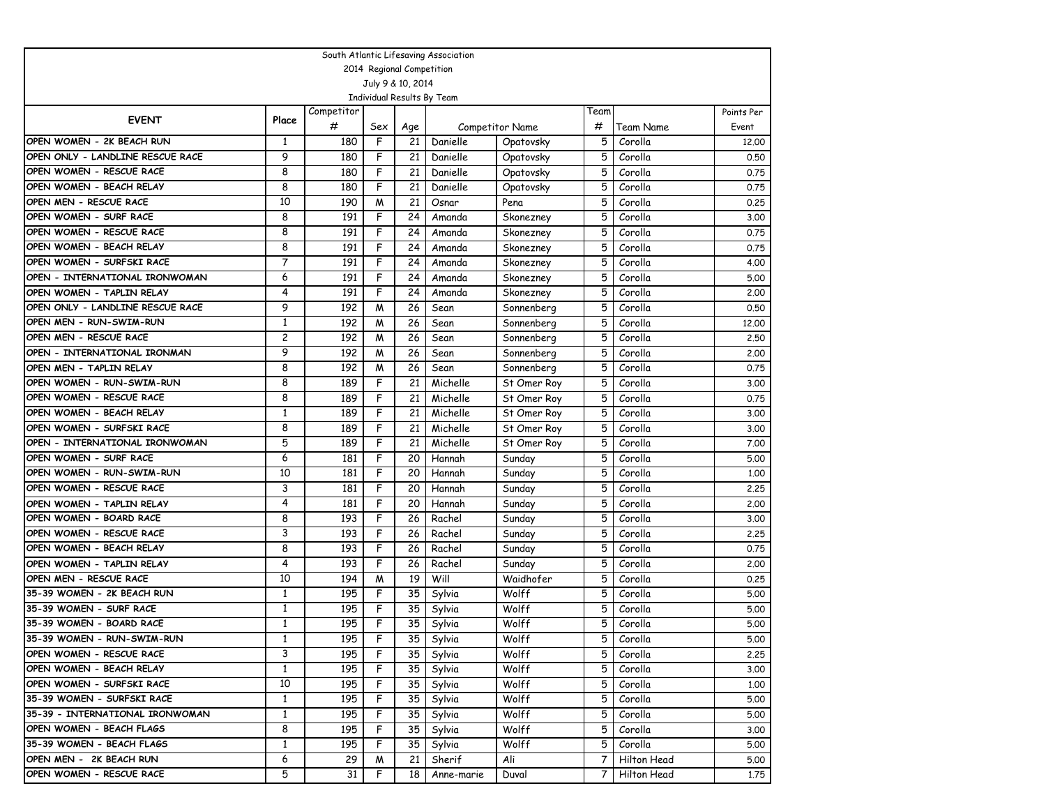South Atlantic Lifesaving Association
2014 Regional Competition
July 9 & 10, 2014
Individual Results By Team

| EVENT | Place | Competitor # | Sex | Age | Competitor Name | | Team # | Team Name | Points Per Event |
|---|---|---|---|---|---|---|---|---|---|
| OPEN WOMEN - 2K BEACH RUN | 1 | 180 | F | 21 | Danielle | Opatovsky | 5 | Corolla | 12.00 |
| OPEN ONLY - LANDLINE RESCUE RACE | 9 | 180 | F | 21 | Danielle | Opatovsky | 5 | Corolla | 0.50 |
| OPEN WOMEN - RESCUE RACE | 8 | 180 | F | 21 | Danielle | Opatovsky | 5 | Corolla | 0.75 |
| OPEN WOMEN - BEACH RELAY | 8 | 180 | F | 21 | Danielle | Opatovsky | 5 | Corolla | 0.75 |
| OPEN MEN - RESCUE RACE | 10 | 190 | M | 21 | Osnar | Pena | 5 | Corolla | 0.25 |
| OPEN WOMEN - SURF RACE | 8 | 191 | F | 24 | Amanda | Skonezney | 5 | Corolla | 3.00 |
| OPEN WOMEN - RESCUE RACE | 8 | 191 | F | 24 | Amanda | Skonezney | 5 | Corolla | 0.75 |
| OPEN WOMEN - BEACH RELAY | 8 | 191 | F | 24 | Amanda | Skonezney | 5 | Corolla | 0.75 |
| OPEN WOMEN - SURFSKI RACE | 7 | 191 | F | 24 | Amanda | Skonezney | 5 | Corolla | 4.00 |
| OPEN - INTERNATIONAL IRONWOMAN | 6 | 191 | F | 24 | Amanda | Skonezney | 5 | Corolla | 5.00 |
| OPEN WOMEN - TAPLIN RELAY | 4 | 191 | F | 24 | Amanda | Skonezney | 5 | Corolla | 2.00 |
| OPEN ONLY - LANDLINE RESCUE RACE | 9 | 192 | M | 26 | Sean | Sonnenberg | 5 | Corolla | 0.50 |
| OPEN MEN - RUN-SWIM-RUN | 1 | 192 | M | 26 | Sean | Sonnenberg | 5 | Corolla | 12.00 |
| OPEN MEN - RESCUE RACE | 2 | 192 | M | 26 | Sean | Sonnenberg | 5 | Corolla | 2.50 |
| OPEN - INTERNATIONAL IRONMAN | 9 | 192 | M | 26 | Sean | Sonnenberg | 5 | Corolla | 2.00 |
| OPEN MEN - TAPLIN RELAY | 8 | 192 | M | 26 | Sean | Sonnenberg | 5 | Corolla | 0.75 |
| OPEN WOMEN - RUN-SWIM-RUN | 8 | 189 | F | 21 | Michelle | St Omer Roy | 5 | Corolla | 3.00 |
| OPEN WOMEN - RESCUE RACE | 8 | 189 | F | 21 | Michelle | St Omer Roy | 5 | Corolla | 0.75 |
| OPEN WOMEN - BEACH RELAY | 1 | 189 | F | 21 | Michelle | St Omer Roy | 5 | Corolla | 3.00 |
| OPEN WOMEN - SURFSKI RACE | 8 | 189 | F | 21 | Michelle | St Omer Roy | 5 | Corolla | 3.00 |
| OPEN - INTERNATIONAL IRONWOMAN | 5 | 189 | F | 21 | Michelle | St Omer Roy | 5 | Corolla | 7.00 |
| OPEN WOMEN - SURF RACE | 6 | 181 | F | 20 | Hannah | Sunday | 5 | Corolla | 5.00 |
| OPEN WOMEN - RUN-SWIM-RUN | 10 | 181 | F | 20 | Hannah | Sunday | 5 | Corolla | 1.00 |
| OPEN WOMEN - RESCUE RACE | 3 | 181 | F | 20 | Hannah | Sunday | 5 | Corolla | 2.25 |
| OPEN WOMEN - TAPLIN RELAY | 4 | 181 | F | 20 | Hannah | Sunday | 5 | Corolla | 2.00 |
| OPEN WOMEN - BOARD RACE | 8 | 193 | F | 26 | Rachel | Sunday | 5 | Corolla | 3.00 |
| OPEN WOMEN - RESCUE RACE | 3 | 193 | F | 26 | Rachel | Sunday | 5 | Corolla | 2.25 |
| OPEN WOMEN - BEACH RELAY | 8 | 193 | F | 26 | Rachel | Sunday | 5 | Corolla | 0.75 |
| OPEN WOMEN - TAPLIN RELAY | 4 | 193 | F | 26 | Rachel | Sunday | 5 | Corolla | 2.00 |
| OPEN MEN - RESCUE RACE | 10 | 194 | M | 19 | Will | Waidhofer | 5 | Corolla | 0.25 |
| 35-39 WOMEN - 2K BEACH RUN | 1 | 195 | F | 35 | Sylvia | Wolff | 5 | Corolla | 5.00 |
| 35-39 WOMEN - SURF RACE | 1 | 195 | F | 35 | Sylvia | Wolff | 5 | Corolla | 5.00 |
| 35-39 WOMEN - BOARD RACE | 1 | 195 | F | 35 | Sylvia | Wolff | 5 | Corolla | 5.00 |
| 35-39 WOMEN - RUN-SWIM-RUN | 1 | 195 | F | 35 | Sylvia | Wolff | 5 | Corolla | 5.00 |
| OPEN WOMEN - RESCUE RACE | 3 | 195 | F | 35 | Sylvia | Wolff | 5 | Corolla | 2.25 |
| OPEN WOMEN - BEACH RELAY | 1 | 195 | F | 35 | Sylvia | Wolff | 5 | Corolla | 3.00 |
| OPEN WOMEN - SURFSKI RACE | 10 | 195 | F | 35 | Sylvia | Wolff | 5 | Corolla | 1.00 |
| 35-39 WOMEN - SURFSKI RACE | 1 | 195 | F | 35 | Sylvia | Wolff | 5 | Corolla | 5.00 |
| 35-39 - INTERNATIONAL IRONWOMAN | 1 | 195 | F | 35 | Sylvia | Wolff | 5 | Corolla | 5.00 |
| OPEN WOMEN - BEACH FLAGS | 8 | 195 | F | 35 | Sylvia | Wolff | 5 | Corolla | 3.00 |
| 35-39 WOMEN - BEACH FLAGS | 1 | 195 | F | 35 | Sylvia | Wolff | 5 | Corolla | 5.00 |
| OPEN MEN - 2K BEACH RUN | 6 | 29 | M | 21 | Sherif | Ali | 7 | Hilton Head | 5.00 |
| OPEN WOMEN - RESCUE RACE | 5 | 31 | F | 18 | Anne-marie | Duval | 7 | Hilton Head | 1.75 |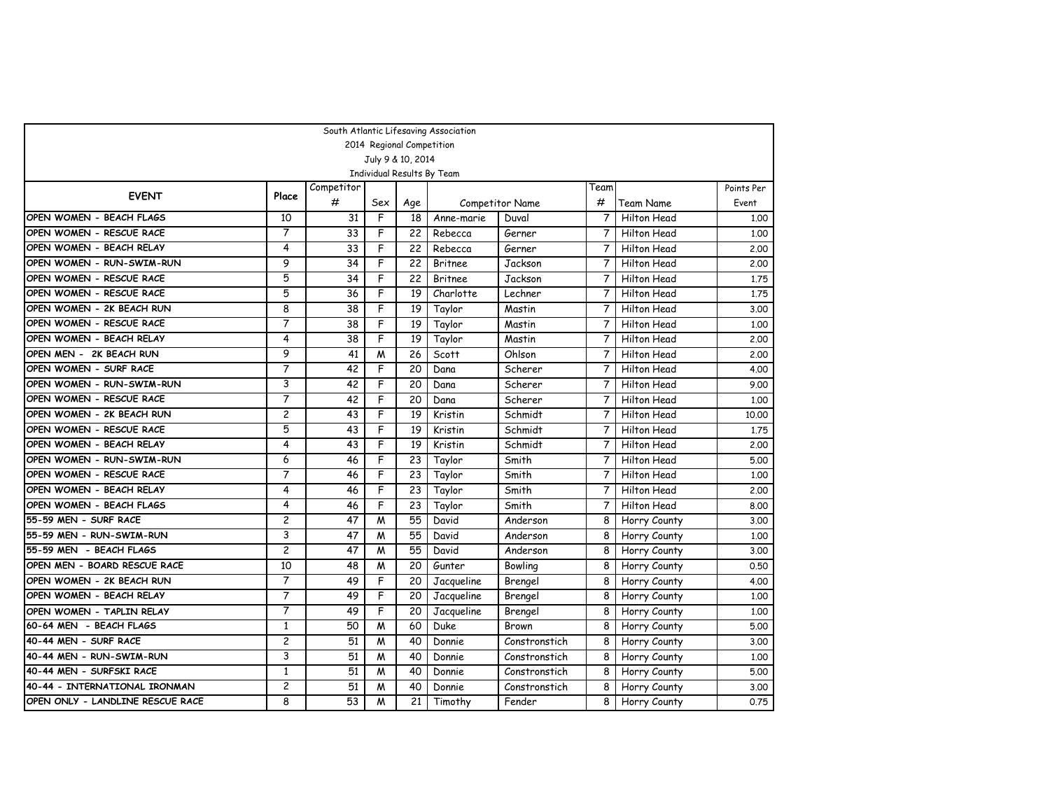South Atlantic Lifesaving Association

2014 Regional Competition

July 9 & 10, 2014

Individual Results By Team

| EVENT | Place | Competitor # | Sex | Age | Competitor Name | | Team # | Team Name | Points Per Event |
|---|---|---|---|---|---|---|---|---|---|
| OPEN WOMEN - BEACH FLAGS | 10 | 31 | F | 18 | Anne-marie | Duval | 7 | Hilton Head | 1.00 |
| OPEN WOMEN - RESCUE RACE | 7 | 33 | F | 22 | Rebecca | Gerner | 7 | Hilton Head | 1.00 |
| OPEN WOMEN - BEACH RELAY | 4 | 33 | F | 22 | Rebecca | Gerner | 7 | Hilton Head | 2.00 |
| OPEN WOMEN - RUN-SWIM-RUN | 9 | 34 | F | 22 | Britnee | Jackson | 7 | Hilton Head | 2.00 |
| OPEN WOMEN - RESCUE RACE | 5 | 34 | F | 22 | Britnee | Jackson | 7 | Hilton Head | 1.75 |
| OPEN WOMEN - RESCUE RACE | 5 | 36 | F | 19 | Charlotte | Lechner | 7 | Hilton Head | 1.75 |
| OPEN WOMEN - 2K BEACH RUN | 8 | 38 | F | 19 | Taylor | Mastin | 7 | Hilton Head | 3.00 |
| OPEN WOMEN - RESCUE RACE | 7 | 38 | F | 19 | Taylor | Mastin | 7 | Hilton Head | 1.00 |
| OPEN WOMEN - BEACH RELAY | 4 | 38 | F | 19 | Taylor | Mastin | 7 | Hilton Head | 2.00 |
| OPEN MEN - 2K BEACH RUN | 9 | 41 | M | 26 | Scott | Ohlson | 7 | Hilton Head | 2.00 |
| OPEN WOMEN - SURF RACE | 7 | 42 | F | 20 | Dana | Scherer | 7 | Hilton Head | 4.00 |
| OPEN WOMEN - RUN-SWIM-RUN | 3 | 42 | F | 20 | Dana | Scherer | 7 | Hilton Head | 9.00 |
| OPEN WOMEN - RESCUE RACE | 7 | 42 | F | 20 | Dana | Scherer | 7 | Hilton Head | 1.00 |
| OPEN WOMEN - 2K BEACH RUN | 2 | 43 | F | 19 | Kristin | Schmidt | 7 | Hilton Head | 10.00 |
| OPEN WOMEN - RESCUE RACE | 5 | 43 | F | 19 | Kristin | Schmidt | 7 | Hilton Head | 1.75 |
| OPEN WOMEN - BEACH RELAY | 4 | 43 | F | 19 | Kristin | Schmidt | 7 | Hilton Head | 2.00 |
| OPEN WOMEN - RUN-SWIM-RUN | 6 | 46 | F | 23 | Taylor | Smith | 7 | Hilton Head | 5.00 |
| OPEN WOMEN - RESCUE RACE | 7 | 46 | F | 23 | Taylor | Smith | 7 | Hilton Head | 1.00 |
| OPEN WOMEN - BEACH RELAY | 4 | 46 | F | 23 | Taylor | Smith | 7 | Hilton Head | 2.00 |
| OPEN WOMEN - BEACH FLAGS | 4 | 46 | F | 23 | Taylor | Smith | 7 | Hilton Head | 8.00 |
| 55-59 MEN - SURF RACE | 2 | 47 | M | 55 | David | Anderson | 8 | Horry County | 3.00 |
| 55-59 MEN - RUN-SWIM-RUN | 3 | 47 | M | 55 | David | Anderson | 8 | Horry County | 1.00 |
| 55-59 MEN - BEACH FLAGS | 2 | 47 | M | 55 | David | Anderson | 8 | Horry County | 3.00 |
| OPEN MEN - BOARD RESCUE RACE | 10 | 48 | M | 20 | Gunter | Bowling | 8 | Horry County | 0.50 |
| OPEN WOMEN - 2K BEACH RUN | 7 | 49 | F | 20 | Jacqueline | Brengel | 8 | Horry County | 4.00 |
| OPEN WOMEN - BEACH RELAY | 7 | 49 | F | 20 | Jacqueline | Brengel | 8 | Horry County | 1.00 |
| OPEN WOMEN - TAPLIN RELAY | 7 | 49 | F | 20 | Jacqueline | Brengel | 8 | Horry County | 1.00 |
| 60-64 MEN - BEACH FLAGS | 1 | 50 | M | 60 | Duke | Brown | 8 | Horry County | 5.00 |
| 40-44 MEN - SURF RACE | 2 | 51 | M | 40 | Donnie | Constronstich | 8 | Horry County | 3.00 |
| 40-44 MEN - RUN-SWIM-RUN | 3 | 51 | M | 40 | Donnie | Constronstich | 8 | Horry County | 1.00 |
| 40-44 MEN - SURFSKI RACE | 1 | 51 | M | 40 | Donnie | Constronstich | 8 | Horry County | 5.00 |
| 40-44 - INTERNATIONAL IRONMAN | 2 | 51 | M | 40 | Donnie | Constronstich | 8 | Horry County | 3.00 |
| OPEN ONLY - LANDLINE RESCUE RACE | 8 | 53 | M | 21 | Timothy | Fender | 8 | Horry County | 0.75 |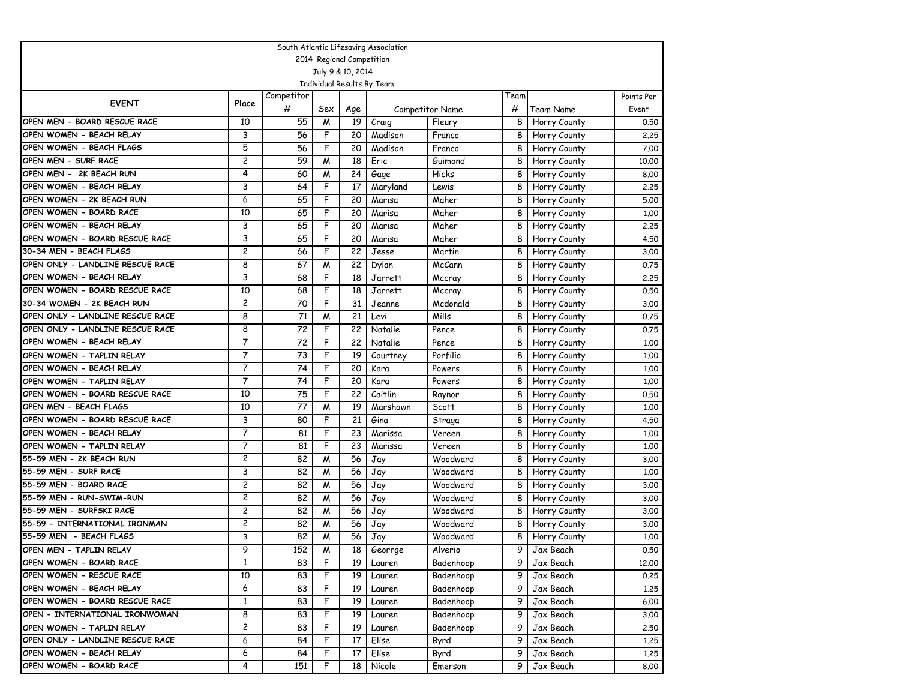South Atlantic Lifesaving Association

2014 Regional Competition

July 9 & 10, 2014

Individual Results By Team

| EVENT | Place | Competitor # | Sex | Age | Competitor Name | | Team # | Team Name | Points Per Event |
|---|---|---|---|---|---|---|---|---|---|
| OPEN MEN - BOARD RESCUE RACE | 10 | 55 | M | 19 | Craig | Fleury | 8 | Horry County | 0.50 |
| OPEN WOMEN - BEACH RELAY | 3 | 56 | F | 20 | Madison | Franco | 8 | Horry County | 2.25 |
| OPEN WOMEN - BEACH FLAGS | 5 | 56 | F | 20 | Madison | Franco | 8 | Horry County | 7.00 |
| OPEN MEN - SURF RACE | 2 | 59 | M | 18 | Eric | Guimond | 8 | Horry County | 10.00 |
| OPEN MEN - 2K BEACH RUN | 4 | 60 | M | 24 | Gage | Hicks | 8 | Horry County | 8.00 |
| OPEN WOMEN - BEACH RELAY | 3 | 64 | F | 17 | Maryland | Lewis | 8 | Horry County | 2.25 |
| OPEN WOMEN - 2K BEACH RUN | 6 | 65 | F | 20 | Marisa | Maher | 8 | Horry County | 5.00 |
| OPEN WOMEN - BOARD RACE | 10 | 65 | F | 20 | Marisa | Maher | 8 | Horry County | 1.00 |
| OPEN WOMEN - BEACH RELAY | 3 | 65 | F | 20 | Marisa | Maher | 8 | Horry County | 2.25 |
| OPEN WOMEN - BOARD RESCUE RACE | 3 | 65 | F | 20 | Marisa | Maher | 8 | Horry County | 4.50 |
| 30-34 MEN - BEACH FLAGS | 2 | 66 | F | 22 | Jesse | Martin | 8 | Horry County | 3.00 |
| OPEN ONLY - LANDLINE RESCUE RACE | 8 | 67 | M | 22 | Dylan | McCann | 8 | Horry County | 0.75 |
| OPEN WOMEN - BEACH RELAY | 3 | 68 | F | 18 | Jarrett | Mccray | 8 | Horry County | 2.25 |
| OPEN WOMEN - BOARD RESCUE RACE | 10 | 68 | F | 18 | Jarrett | Mccray | 8 | Horry County | 0.50 |
| 30-34 WOMEN - 2K BEACH RUN | 2 | 70 | F | 31 | Jeanne | Mcdonald | 8 | Horry County | 3.00 |
| OPEN ONLY - LANDLINE RESCUE RACE | 8 | 71 | M | 21 | Levi | Mills | 8 | Horry County | 0.75 |
| OPEN ONLY - LANDLINE RESCUE RACE | 8 | 72 | F | 22 | Natalie | Pence | 8 | Horry County | 0.75 |
| OPEN WOMEN - BEACH RELAY | 7 | 72 | F | 22 | Natalie | Pence | 8 | Horry County | 1.00 |
| OPEN WOMEN - TAPLIN RELAY | 7 | 73 | F | 19 | Courtney | Porfilio | 8 | Horry County | 1.00 |
| OPEN WOMEN - BEACH RELAY | 7 | 74 | F | 20 | Kara | Powers | 8 | Horry County | 1.00 |
| OPEN WOMEN - TAPLIN RELAY | 7 | 74 | F | 20 | Kara | Powers | 8 | Horry County | 1.00 |
| OPEN WOMEN - BOARD RESCUE RACE | 10 | 75 | F | 22 | Caitlin | Raynor | 8 | Horry County | 0.50 |
| OPEN MEN - BEACH FLAGS | 10 | 77 | M | 19 | Marshawn | Scott | 8 | Horry County | 1.00 |
| OPEN WOMEN - BOARD RESCUE RACE | 3 | 80 | F | 21 | Gina | Straga | 8 | Horry County | 4.50 |
| OPEN WOMEN - BEACH RELAY | 7 | 81 | F | 23 | Marissa | Vereen | 8 | Horry County | 1.00 |
| OPEN WOMEN - TAPLIN RELAY | 7 | 81 | F | 23 | Marissa | Vereen | 8 | Horry County | 1.00 |
| 55-59 MEN - 2K BEACH RUN | 2 | 82 | M | 56 | Jay | Woodward | 8 | Horry County | 3.00 |
| 55-59 MEN - SURF RACE | 3 | 82 | M | 56 | Jay | Woodward | 8 | Horry County | 1.00 |
| 55-59 MEN - BOARD RACE | 2 | 82 | M | 56 | Jay | Woodward | 8 | Horry County | 3.00 |
| 55-59 MEN - RUN-SWIM-RUN | 2 | 82 | M | 56 | Jay | Woodward | 8 | Horry County | 3.00 |
| 55-59 MEN - SURFSKI RACE | 2 | 82 | M | 56 | Jay | Woodward | 8 | Horry County | 3.00 |
| 55-59 - INTERNATIONAL IRONMAN | 2 | 82 | M | 56 | Jay | Woodward | 8 | Horry County | 3.00 |
| 55-59 MEN - BEACH FLAGS | 3 | 82 | M | 56 | Jay | Woodward | 8 | Horry County | 1.00 |
| OPEN MEN - TAPLIN RELAY | 9 | 152 | M | 18 | Georrge | Alverio | 9 | Jax Beach | 0.50 |
| OPEN WOMEN - BOARD RACE | 1 | 83 | F | 19 | Lauren | Badenhoop | 9 | Jax Beach | 12.00 |
| OPEN WOMEN - RESCUE RACE | 10 | 83 | F | 19 | Lauren | Badenhoop | 9 | Jax Beach | 0.25 |
| OPEN WOMEN - BEACH RELAY | 6 | 83 | F | 19 | Lauren | Badenhoop | 9 | Jax Beach | 1.25 |
| OPEN WOMEN - BOARD RESCUE RACE | 1 | 83 | F | 19 | Lauren | Badenhoop | 9 | Jax Beach | 6.00 |
| OPEN - INTERNATIONAL IRONWOMAN | 8 | 83 | F | 19 | Lauren | Badenhoop | 9 | Jax Beach | 3.00 |
| OPEN WOMEN - TAPLIN RELAY | 2 | 83 | F | 19 | Lauren | Badenhoop | 9 | Jax Beach | 2.50 |
| OPEN ONLY - LANDLINE RESCUE RACE | 6 | 84 | F | 17 | Elise | Byrd | 9 | Jax Beach | 1.25 |
| OPEN WOMEN - BEACH RELAY | 6 | 84 | F | 17 | Elise | Byrd | 9 | Jax Beach | 1.25 |
| OPEN WOMEN - BOARD RACE | 4 | 151 | F | 18 | Nicole | Emerson | 9 | Jax Beach | 8.00 |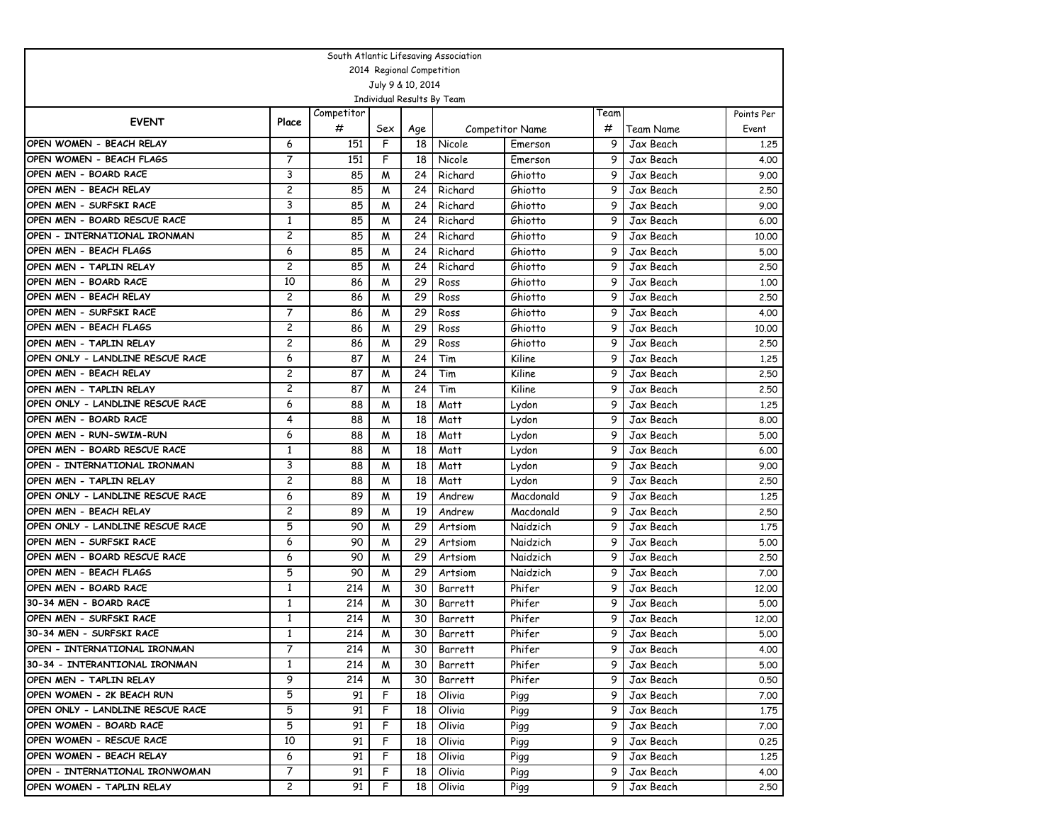South Atlantic Lifesaving Association

2014 Regional Competition

July 9 & 10, 2014

Individual Results By Team

| EVENT | Place | Competitor # | Sex | Age | Competitor Name | | Team # | Team Name | Points Per Event |
|---|---|---|---|---|---|---|---|---|---|
| OPEN WOMEN - BEACH RELAY | 6 | 151 | F | 18 | Nicole | Emerson | 9 | Jax Beach | 1.25 |
| OPEN WOMEN - BEACH FLAGS | 7 | 151 | F | 18 | Nicole | Emerson | 9 | Jax Beach | 4.00 |
| OPEN MEN - BOARD RACE | 3 | 85 | M | 24 | Richard | Ghiotto | 9 | Jax Beach | 9.00 |
| OPEN MEN - BEACH RELAY | 2 | 85 | M | 24 | Richard | Ghiotto | 9 | Jax Beach | 2.50 |
| OPEN MEN - SURFSKI RACE | 3 | 85 | M | 24 | Richard | Ghiotto | 9 | Jax Beach | 9.00 |
| OPEN MEN - BOARD RESCUE RACE | 1 | 85 | M | 24 | Richard | Ghiotto | 9 | Jax Beach | 6.00 |
| OPEN - INTERNATIONAL IRONMAN | 2 | 85 | M | 24 | Richard | Ghiotto | 9 | Jax Beach | 10.00 |
| OPEN MEN - BEACH FLAGS | 6 | 85 | M | 24 | Richard | Ghiotto | 9 | Jax Beach | 5.00 |
| OPEN MEN - TAPLIN RELAY | 2 | 85 | M | 24 | Richard | Ghiotto | 9 | Jax Beach | 2.50 |
| OPEN MEN - BOARD RACE | 10 | 86 | M | 29 | Ross | Ghiotto | 9 | Jax Beach | 1.00 |
| OPEN MEN - BEACH RELAY | 2 | 86 | M | 29 | Ross | Ghiotto | 9 | Jax Beach | 2.50 |
| OPEN MEN - SURFSKI RACE | 7 | 86 | M | 29 | Ross | Ghiotto | 9 | Jax Beach | 4.00 |
| OPEN MEN - BEACH FLAGS | 2 | 86 | M | 29 | Ross | Ghiotto | 9 | Jax Beach | 10.00 |
| OPEN MEN - TAPLIN RELAY | 2 | 86 | M | 29 | Ross | Ghiotto | 9 | Jax Beach | 2.50 |
| OPEN ONLY - LANDLINE RESCUE RACE | 6 | 87 | M | 24 | Tim | Kiline | 9 | Jax Beach | 1.25 |
| OPEN MEN - BEACH RELAY | 2 | 87 | M | 24 | Tim | Kiline | 9 | Jax Beach | 2.50 |
| OPEN MEN - TAPLIN RELAY | 2 | 87 | M | 24 | Tim | Kiline | 9 | Jax Beach | 2.50 |
| OPEN ONLY - LANDLINE RESCUE RACE | 6 | 88 | M | 18 | Matt | Lydon | 9 | Jax Beach | 1.25 |
| OPEN MEN - BOARD RACE | 4 | 88 | M | 18 | Matt | Lydon | 9 | Jax Beach | 8.00 |
| OPEN MEN - RUN-SWIM-RUN | 6 | 88 | M | 18 | Matt | Lydon | 9 | Jax Beach | 5.00 |
| OPEN MEN - BOARD RESCUE RACE | 1 | 88 | M | 18 | Matt | Lydon | 9 | Jax Beach | 6.00 |
| OPEN - INTERNATIONAL IRONMAN | 3 | 88 | M | 18 | Matt | Lydon | 9 | Jax Beach | 9.00 |
| OPEN MEN - TAPLIN RELAY | 2 | 88 | M | 18 | Matt | Lydon | 9 | Jax Beach | 2.50 |
| OPEN ONLY - LANDLINE RESCUE RACE | 6 | 89 | M | 19 | Andrew | Macdonald | 9 | Jax Beach | 1.25 |
| OPEN MEN - BEACH RELAY | 2 | 89 | M | 19 | Andrew | Macdonald | 9 | Jax Beach | 2.50 |
| OPEN ONLY - LANDLINE RESCUE RACE | 5 | 90 | M | 29 | Artsiom | Naidzich | 9 | Jax Beach | 1.75 |
| OPEN MEN - SURFSKI RACE | 6 | 90 | M | 29 | Artsiom | Naidzich | 9 | Jax Beach | 5.00 |
| OPEN MEN - BOARD RESCUE RACE | 6 | 90 | M | 29 | Artsiom | Naidzich | 9 | Jax Beach | 2.50 |
| OPEN MEN - BEACH FLAGS | 5 | 90 | M | 29 | Artsiom | Naidzich | 9 | Jax Beach | 7.00 |
| OPEN MEN - BOARD RACE | 1 | 214 | M | 30 | Barrett | Phifer | 9 | Jax Beach | 12.00 |
| 30-34 MEN - BOARD RACE | 1 | 214 | M | 30 | Barrett | Phifer | 9 | Jax Beach | 5.00 |
| OPEN MEN - SURFSKI RACE | 1 | 214 | M | 30 | Barrett | Phifer | 9 | Jax Beach | 12.00 |
| 30-34 MEN - SURFSKI RACE | 1 | 214 | M | 30 | Barrett | Phifer | 9 | Jax Beach | 5.00 |
| OPEN - INTERNATIONAL IRONMAN | 7 | 214 | M | 30 | Barrett | Phifer | 9 | Jax Beach | 4.00 |
| 30-34 - INTERANTIONAL IRONMAN | 1 | 214 | M | 30 | Barrett | Phifer | 9 | Jax Beach | 5.00 |
| OPEN MEN - TAPLIN RELAY | 9 | 214 | M | 30 | Barrett | Phifer | 9 | Jax Beach | 0.50 |
| OPEN WOMEN - 2K BEACH RUN | 5 | 91 | F | 18 | Olivia | Pigg | 9 | Jax Beach | 7.00 |
| OPEN ONLY - LANDLINE RESCUE RACE | 5 | 91 | F | 18 | Olivia | Pigg | 9 | Jax Beach | 1.75 |
| OPEN WOMEN - BOARD RACE | 5 | 91 | F | 18 | Olivia | Pigg | 9 | Jax Beach | 7.00 |
| OPEN WOMEN - RESCUE RACE | 10 | 91 | F | 18 | Olivia | Pigg | 9 | Jax Beach | 0.25 |
| OPEN WOMEN - BEACH RELAY | 6 | 91 | F | 18 | Olivia | Pigg | 9 | Jax Beach | 1.25 |
| OPEN - INTERNATIONAL IRONWOMAN | 7 | 91 | F | 18 | Olivia | Pigg | 9 | Jax Beach | 4.00 |
| OPEN WOMEN - TAPLIN RELAY | 2 | 91 | F | 18 | Olivia | Pigg | 9 | Jax Beach | 2.50 |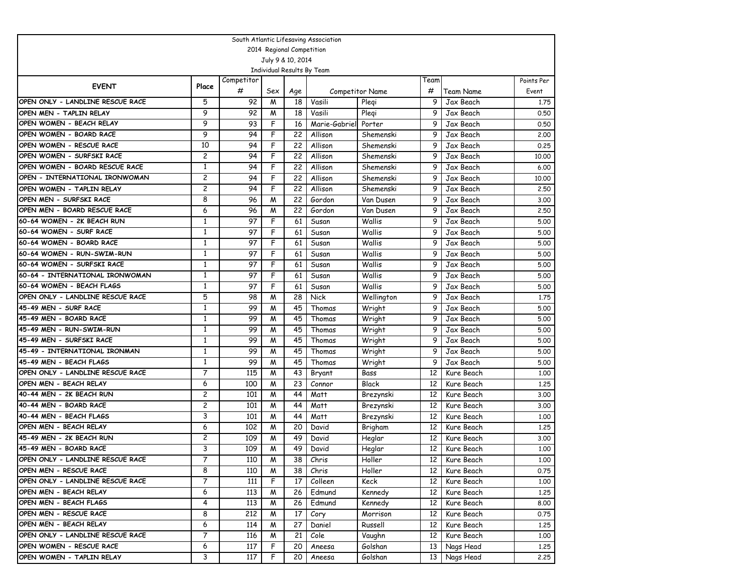South Atlantic Lifesaving Association

2014 Regional Competition

July 9 & 10, 2014

Individual Results By Team

| EVENT | Place | Competitor # | Sex | Age | Competitor Name | | Team # | Team Name | Points Per Event |
|---|---|---|---|---|---|---|---|---|---|
| OPEN ONLY - LANDLINE RESCUE RACE | 5 | 92 | M | 18 | Vasili | Pleqi | 9 | Jax Beach | 1.75 |
| OPEN MEN - TAPLIN RELAY | 9 | 92 | M | 18 | Vasili | Pleqi | 9 | Jax Beach | 0.50 |
| OPEN WOMEN - BEACH RELAY | 9 | 93 | F | 16 | Marie-Gabriel | Porter | 9 | Jax Beach | 0.50 |
| OPEN WOMEN - BOARD RACE | 9 | 94 | F | 22 | Allison | Shemenski | 9 | Jax Beach | 2.00 |
| OPEN WOMEN - RESCUE RACE | 10 | 94 | F | 22 | Allison | Shemenski | 9 | Jax Beach | 0.25 |
| OPEN WOMEN - SURFSKI RACE | 2 | 94 | F | 22 | Allison | Shemenski | 9 | Jax Beach | 10.00 |
| OPEN WOMEN - BOARD RESCUE RACE | 1 | 94 | F | 22 | Allison | Shemenski | 9 | Jax Beach | 6.00 |
| OPEN - INTERNATIONAL IRONWOMAN | 2 | 94 | F | 22 | Allison | Shemenski | 9 | Jax Beach | 10.00 |
| OPEN WOMEN - TAPLIN RELAY | 2 | 94 | F | 22 | Allison | Shemenski | 9 | Jax Beach | 2.50 |
| OPEN MEN - SURFSKI RACE | 8 | 96 | M | 22 | Gordon | Van Dusen | 9 | Jax Beach | 3.00 |
| OPEN MEN - BOARD RESCUE RACE | 6 | 96 | M | 22 | Gordon | Van Dusen | 9 | Jax Beach | 2.50 |
| 60-64 WOMEN - 2K BEACH RUN | 1 | 97 | F | 61 | Susan | Wallis | 9 | Jax Beach | 5.00 |
| 60-64 WOMEN - SURF RACE | 1 | 97 | F | 61 | Susan | Wallis | 9 | Jax Beach | 5.00 |
| 60-64 WOMEN - BOARD RACE | 1 | 97 | F | 61 | Susan | Wallis | 9 | Jax Beach | 5.00 |
| 60-64 WOMEN - RUN-SWIM-RUN | 1 | 97 | F | 61 | Susan | Wallis | 9 | Jax Beach | 5.00 |
| 60-64 WOMEN - SURFSKI RACE | 1 | 97 | F | 61 | Susan | Wallis | 9 | Jax Beach | 5.00 |
| 60-64 - INTERNATIONAL IRONWOMAN | 1 | 97 | F | 61 | Susan | Wallis | 9 | Jax Beach | 5.00 |
| 60-64 WOMEN - BEACH FLAGS | 1 | 97 | F | 61 | Susan | Wallis | 9 | Jax Beach | 5.00 |
| OPEN ONLY - LANDLINE RESCUE RACE | 5 | 98 | M | 28 | Nick | Wellington | 9 | Jax Beach | 1.75 |
| 45-49 MEN - SURF RACE | 1 | 99 | M | 45 | Thomas | Wright | 9 | Jax Beach | 5.00 |
| 45-49 MEN - BOARD RACE | 1 | 99 | M | 45 | Thomas | Wright | 9 | Jax Beach | 5.00 |
| 45-49 MEN - RUN-SWIM-RUN | 1 | 99 | M | 45 | Thomas | Wright | 9 | Jax Beach | 5.00 |
| 45-49 MEN - SURFSKI RACE | 1 | 99 | M | 45 | Thomas | Wright | 9 | Jax Beach | 5.00 |
| 45-49 - INTERNATIONAL IRONMAN | 1 | 99 | M | 45 | Thomas | Wright | 9 | Jax Beach | 5.00 |
| 45-49 MEN - BEACH FLAGS | 1 | 99 | M | 45 | Thomas | Wright | 9 | Jax Beach | 5.00 |
| OPEN ONLY - LANDLINE RESCUE RACE | 7 | 115 | M | 43 | Bryant | Bass | 12 | Kure Beach | 1.00 |
| OPEN MEN - BEACH RELAY | 6 | 100 | M | 23 | Connor | Black | 12 | Kure Beach | 1.25 |
| 40-44 MEN - 2K BEACH RUN | 2 | 101 | M | 44 | Matt | Brezynski | 12 | Kure Beach | 3.00 |
| 40-44 MEN - BOARD RACE | 2 | 101 | M | 44 | Matt | Brezynski | 12 | Kure Beach | 3.00 |
| 40-44 MEN - BEACH FLAGS | 3 | 101 | M | 44 | Matt | Brezynski | 12 | Kure Beach | 1.00 |
| OPEN MEN - BEACH RELAY | 6 | 102 | M | 20 | David | Brigham | 12 | Kure Beach | 1.25 |
| 45-49 MEN - 2K BEACH RUN | 2 | 109 | M | 49 | David | Heglar | 12 | Kure Beach | 3.00 |
| 45-49 MEN - BOARD RACE | 3 | 109 | M | 49 | David | Heglar | 12 | Kure Beach | 1.00 |
| OPEN ONLY - LANDLINE RESCUE RACE | 7 | 110 | M | 38 | Chris | Holler | 12 | Kure Beach | 1.00 |
| OPEN MEN - RESCUE RACE | 8 | 110 | M | 38 | Chris | Holler | 12 | Kure Beach | 0.75 |
| OPEN ONLY - LANDLINE RESCUE RACE | 7 | 111 | F | 17 | Colleen | Keck | 12 | Kure Beach | 1.00 |
| OPEN MEN - BEACH RELAY | 6 | 113 | M | 26 | Edmund | Kennedy | 12 | Kure Beach | 1.25 |
| OPEN MEN - BEACH FLAGS | 4 | 113 | M | 26 | Edmund | Kennedy | 12 | Kure Beach | 8.00 |
| OPEN MEN - RESCUE RACE | 8 | 212 | M | 17 | Cory | Morrison | 12 | Kure Beach | 0.75 |
| OPEN MEN - BEACH RELAY | 6 | 114 | M | 27 | Daniel | Russell | 12 | Kure Beach | 1.25 |
| OPEN ONLY - LANDLINE RESCUE RACE | 7 | 116 | M | 21 | Cole | Vaughn | 12 | Kure Beach | 1.00 |
| OPEN WOMEN - RESCUE RACE | 6 | 117 | F | 20 | Aneesa | Golshan | 13 | Nags Head | 1.25 |
| OPEN WOMEN - TAPLIN RELAY | 3 | 117 | F | 20 | Aneesa | Golshan | 13 | Nags Head | 2.25 |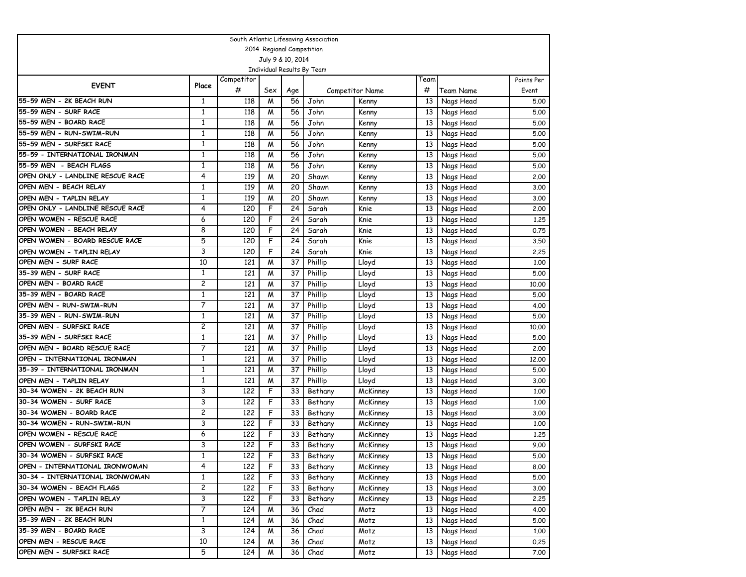South Atlantic Lifesaving Association
2014 Regional Competition
July 9 & 10, 2014
Individual Results By Team

| EVENT | Place | Competitor # | Sex | Age | Competitor Name | | Team # | Team Name | Points Per Event |
|---|---|---|---|---|---|---|---|---|---|
| 55-59 MEN - 2K BEACH RUN | 1 | 118 | M | 56 | John | Kenny | 13 | Nags Head | 5.00 |
| 55-59 MEN - SURF RACE | 1 | 118 | M | 56 | John | Kenny | 13 | Nags Head | 5.00 |
| 55-59 MEN - BOARD RACE | 1 | 118 | M | 56 | John | Kenny | 13 | Nags Head | 5.00 |
| 55-59 MEN - RUN-SWIM-RUN | 1 | 118 | M | 56 | John | Kenny | 13 | Nags Head | 5.00 |
| 55-59 MEN - SURFSKI RACE | 1 | 118 | M | 56 | John | Kenny | 13 | Nags Head | 5.00 |
| 55-59 - INTERNATIONAL IRONMAN | 1 | 118 | M | 56 | John | Kenny | 13 | Nags Head | 5.00 |
| 55-59 MEN - BEACH FLAGS | 1 | 118 | M | 56 | John | Kenny | 13 | Nags Head | 5.00 |
| OPEN ONLY - LANDLINE RESCUE RACE | 4 | 119 | M | 20 | Shawn | Kenny | 13 | Nags Head | 2.00 |
| OPEN MEN - BEACH RELAY | 1 | 119 | M | 20 | Shawn | Kenny | 13 | Nags Head | 3.00 |
| OPEN MEN - TAPLIN RELAY | 1 | 119 | M | 20 | Shawn | Kenny | 13 | Nags Head | 3.00 |
| OPEN ONLY - LANDLINE RESCUE RACE | 4 | 120 | F | 24 | Sarah | Knie | 13 | Nags Head | 2.00 |
| OPEN WOMEN - RESCUE RACE | 6 | 120 | F | 24 | Sarah | Knie | 13 | Nags Head | 1.25 |
| OPEN WOMEN - BEACH RELAY | 8 | 120 | F | 24 | Sarah | Knie | 13 | Nags Head | 0.75 |
| OPEN WOMEN - BOARD RESCUE RACE | 5 | 120 | F | 24 | Sarah | Knie | 13 | Nags Head | 3.50 |
| OPEN WOMEN - TAPLIN RELAY | 3 | 120 | F | 24 | Sarah | Knie | 13 | Nags Head | 2.25 |
| OPEN MEN - SURF RACE | 10 | 121 | M | 37 | Phillip | Lloyd | 13 | Nags Head | 1.00 |
| 35-39 MEN - SURF RACE | 1 | 121 | M | 37 | Phillip | Lloyd | 13 | Nags Head | 5.00 |
| OPEN MEN - BOARD RACE | 2 | 121 | M | 37 | Phillip | Lloyd | 13 | Nags Head | 10.00 |
| 35-39 MEN - BOARD RACE | 1 | 121 | M | 37 | Phillip | Lloyd | 13 | Nags Head | 5.00 |
| OPEN MEN - RUN-SWIM-RUN | 7 | 121 | M | 37 | Phillip | Lloyd | 13 | Nags Head | 4.00 |
| 35-39 MEN - RUN-SWIM-RUN | 1 | 121 | M | 37 | Phillip | Lloyd | 13 | Nags Head | 5.00 |
| OPEN MEN - SURFSKI RACE | 2 | 121 | M | 37 | Phillip | Lloyd | 13 | Nags Head | 10.00 |
| 35-39 MEN - SURFSKI RACE | 1 | 121 | M | 37 | Phillip | Lloyd | 13 | Nags Head | 5.00 |
| OPEN MEN - BOARD RESCUE RACE | 7 | 121 | M | 37 | Phillip | Lloyd | 13 | Nags Head | 2.00 |
| OPEN - INTERNATIONAL IRONMAN | 1 | 121 | M | 37 | Phillip | Lloyd | 13 | Nags Head | 12.00 |
| 35-39 - INTERNATIONAL IRONMAN | 1 | 121 | M | 37 | Phillip | Lloyd | 13 | Nags Head | 5.00 |
| OPEN MEN - TAPLIN RELAY | 1 | 121 | M | 37 | Phillip | Lloyd | 13 | Nags Head | 3.00 |
| 30-34 WOMEN - 2K BEACH RUN | 3 | 122 | F | 33 | Bethany | McKinney | 13 | Nags Head | 1.00 |
| 30-34 WOMEN - SURF RACE | 3 | 122 | F | 33 | Bethany | McKinney | 13 | Nags Head | 1.00 |
| 30-34 WOMEN - BOARD RACE | 2 | 122 | F | 33 | Bethany | McKinney | 13 | Nags Head | 3.00 |
| 30-34 WOMEN - RUN-SWIM-RUN | 3 | 122 | F | 33 | Bethany | McKinney | 13 | Nags Head | 1.00 |
| OPEN WOMEN - RESCUE RACE | 6 | 122 | F | 33 | Bethany | McKinney | 13 | Nags Head | 1.25 |
| OPEN WOMEN - SURFSKI RACE | 3 | 122 | F | 33 | Bethany | McKinney | 13 | Nags Head | 9.00 |
| 30-34 WOMEN - SURFSKI RACE | 1 | 122 | F | 33 | Bethany | McKinney | 13 | Nags Head | 5.00 |
| OPEN - INTERNATIONAL IRONWOMAN | 4 | 122 | F | 33 | Bethany | McKinney | 13 | Nags Head | 8.00 |
| 30-34 - INTERNATIONAL IRONWOMAN | 1 | 122 | F | 33 | Bethany | McKinney | 13 | Nags Head | 5.00 |
| 30-34 WOMEN - BEACH FLAGS | 2 | 122 | F | 33 | Bethany | McKinney | 13 | Nags Head | 3.00 |
| OPEN WOMEN - TAPLIN RELAY | 3 | 122 | F | 33 | Bethany | McKinney | 13 | Nags Head | 2.25 |
| OPEN MEN - 2K BEACH RUN | 7 | 124 | M | 36 | Chad | Motz | 13 | Nags Head | 4.00 |
| 35-39 MEN - 2K BEACH RUN | 1 | 124 | M | 36 | Chad | Motz | 13 | Nags Head | 5.00 |
| 35-39 MEN - BOARD RACE | 3 | 124 | M | 36 | Chad | Motz | 13 | Nags Head | 1.00 |
| OPEN MEN - RESCUE RACE | 10 | 124 | M | 36 | Chad | Motz | 13 | Nags Head | 0.25 |
| OPEN MEN - SURFSKI RACE | 5 | 124 | M | 36 | Chad | Motz | 13 | Nags Head | 7.00 |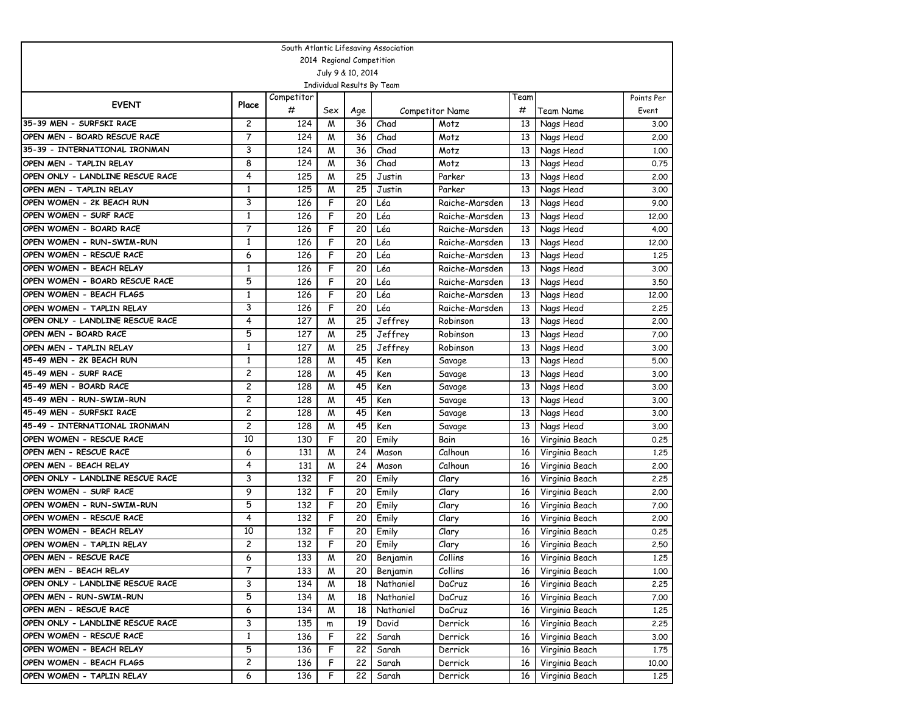South Atlantic Lifesaving Association
2014 Regional Competition
July 9 & 10, 2014
Individual Results By Team

| EVENT | Place | Competitor # | Sex | Age | Competitor Name | | Team # | Team Name | Points Per Event |
|---|---|---|---|---|---|---|---|---|---|
| 35-39 MEN - SURFSKI RACE | 2 | 124 | M | 36 | Chad | Motz | 13 | Nags Head | 3.00 |
| OPEN MEN - BOARD RESCUE RACE | 7 | 124 | M | 36 | Chad | Motz | 13 | Nags Head | 2.00 |
| 35-39 - INTERNATIONAL IRONMAN | 3 | 124 | M | 36 | Chad | Motz | 13 | Nags Head | 1.00 |
| OPEN MEN - TAPLIN RELAY | 8 | 124 | M | 36 | Chad | Motz | 13 | Nags Head | 0.75 |
| OPEN ONLY - LANDLINE RESCUE RACE | 4 | 125 | M | 25 | Justin | Parker | 13 | Nags Head | 2.00 |
| OPEN MEN - TAPLIN RELAY | 1 | 125 | M | 25 | Justin | Parker | 13 | Nags Head | 3.00 |
| OPEN WOMEN - 2K BEACH RUN | 3 | 126 | F | 20 | Léa | Raiche-Marsden | 13 | Nags Head | 9.00 |
| OPEN WOMEN - SURF RACE | 1 | 126 | F | 20 | Léa | Raiche-Marsden | 13 | Nags Head | 12.00 |
| OPEN WOMEN - BOARD RACE | 7 | 126 | F | 20 | Léa | Raiche-Marsden | 13 | Nags Head | 4.00 |
| OPEN WOMEN - RUN-SWIM-RUN | 1 | 126 | F | 20 | Léa | Raiche-Marsden | 13 | Nags Head | 12.00 |
| OPEN WOMEN - RESCUE RACE | 6 | 126 | F | 20 | Léa | Raiche-Marsden | 13 | Nags Head | 1.25 |
| OPEN WOMEN - BEACH RELAY | 1 | 126 | F | 20 | Léa | Raiche-Marsden | 13 | Nags Head | 3.00 |
| OPEN WOMEN - BOARD RESCUE RACE | 5 | 126 | F | 20 | Léa | Raiche-Marsden | 13 | Nags Head | 3.50 |
| OPEN WOMEN - BEACH FLAGS | 1 | 126 | F | 20 | Léa | Raiche-Marsden | 13 | Nags Head | 12.00 |
| OPEN WOMEN - TAPLIN RELAY | 3 | 126 | F | 20 | Léa | Raiche-Marsden | 13 | Nags Head | 2.25 |
| OPEN ONLY - LANDLINE RESCUE RACE | 4 | 127 | M | 25 | Jeffrey | Robinson | 13 | Nags Head | 2.00 |
| OPEN MEN - BOARD RACE | 5 | 127 | M | 25 | Jeffrey | Robinson | 13 | Nags Head | 7.00 |
| OPEN MEN - TAPLIN RELAY | 1 | 127 | M | 25 | Jeffrey | Robinson | 13 | Nags Head | 3.00 |
| 45-49 MEN - 2K BEACH RUN | 1 | 128 | M | 45 | Ken | Savage | 13 | Nags Head | 5.00 |
| 45-49 MEN - SURF RACE | 2 | 128 | M | 45 | Ken | Savage | 13 | Nags Head | 3.00 |
| 45-49 MEN - BOARD RACE | 2 | 128 | M | 45 | Ken | Savage | 13 | Nags Head | 3.00 |
| 45-49 MEN - RUN-SWIM-RUN | 2 | 128 | M | 45 | Ken | Savage | 13 | Nags Head | 3.00 |
| 45-49 MEN - SURFSKI RACE | 2 | 128 | M | 45 | Ken | Savage | 13 | Nags Head | 3.00 |
| 45-49 - INTERNATIONAL IRONMAN | 2 | 128 | M | 45 | Ken | Savage | 13 | Nags Head | 3.00 |
| OPEN WOMEN - RESCUE RACE | 10 | 130 | F | 20 | Emily | Bain | 16 | Virginia Beach | 0.25 |
| OPEN MEN - RESCUE RACE | 6 | 131 | M | 24 | Mason | Calhoun | 16 | Virginia Beach | 1.25 |
| OPEN MEN - BEACH RELAY | 4 | 131 | M | 24 | Mason | Calhoun | 16 | Virginia Beach | 2.00 |
| OPEN ONLY - LANDLINE RESCUE RACE | 3 | 132 | F | 20 | Emily | Clary | 16 | Virginia Beach | 2.25 |
| OPEN WOMEN - SURF RACE | 9 | 132 | F | 20 | Emily | Clary | 16 | Virginia Beach | 2.00 |
| OPEN WOMEN - RUN-SWIM-RUN | 5 | 132 | F | 20 | Emily | Clary | 16 | Virginia Beach | 7.00 |
| OPEN WOMEN - RESCUE RACE | 4 | 132 | F | 20 | Emily | Clary | 16 | Virginia Beach | 2.00 |
| OPEN WOMEN - BEACH RELAY | 10 | 132 | F | 20 | Emily | Clary | 16 | Virginia Beach | 0.25 |
| OPEN WOMEN - TAPLIN RELAY | 2 | 132 | F | 20 | Emily | Clary | 16 | Virginia Beach | 2.50 |
| OPEN MEN - RESCUE RACE | 6 | 133 | M | 20 | Benjamin | Collins | 16 | Virginia Beach | 1.25 |
| OPEN MEN - BEACH RELAY | 7 | 133 | M | 20 | Benjamin | Collins | 16 | Virginia Beach | 1.00 |
| OPEN ONLY - LANDLINE RESCUE RACE | 3 | 134 | M | 18 | Nathaniel | DaCruz | 16 | Virginia Beach | 2.25 |
| OPEN MEN - RUN-SWIM-RUN | 5 | 134 | M | 18 | Nathaniel | DaCruz | 16 | Virginia Beach | 7.00 |
| OPEN MEN - RESCUE RACE | 6 | 134 | M | 18 | Nathaniel | DaCruz | 16 | Virginia Beach | 1.25 |
| OPEN ONLY - LANDLINE RESCUE RACE | 3 | 135 | m | 19 | David | Derrick | 16 | Virginia Beach | 2.25 |
| OPEN WOMEN - RESCUE RACE | 1 | 136 | F | 22 | Sarah | Derrick | 16 | Virginia Beach | 3.00 |
| OPEN WOMEN - BEACH RELAY | 5 | 136 | F | 22 | Sarah | Derrick | 16 | Virginia Beach | 1.75 |
| OPEN WOMEN - BEACH FLAGS | 2 | 136 | F | 22 | Sarah | Derrick | 16 | Virginia Beach | 10.00 |
| OPEN WOMEN - TAPLIN RELAY | 6 | 136 | F | 22 | Sarah | Derrick | 16 | Virginia Beach | 1.25 |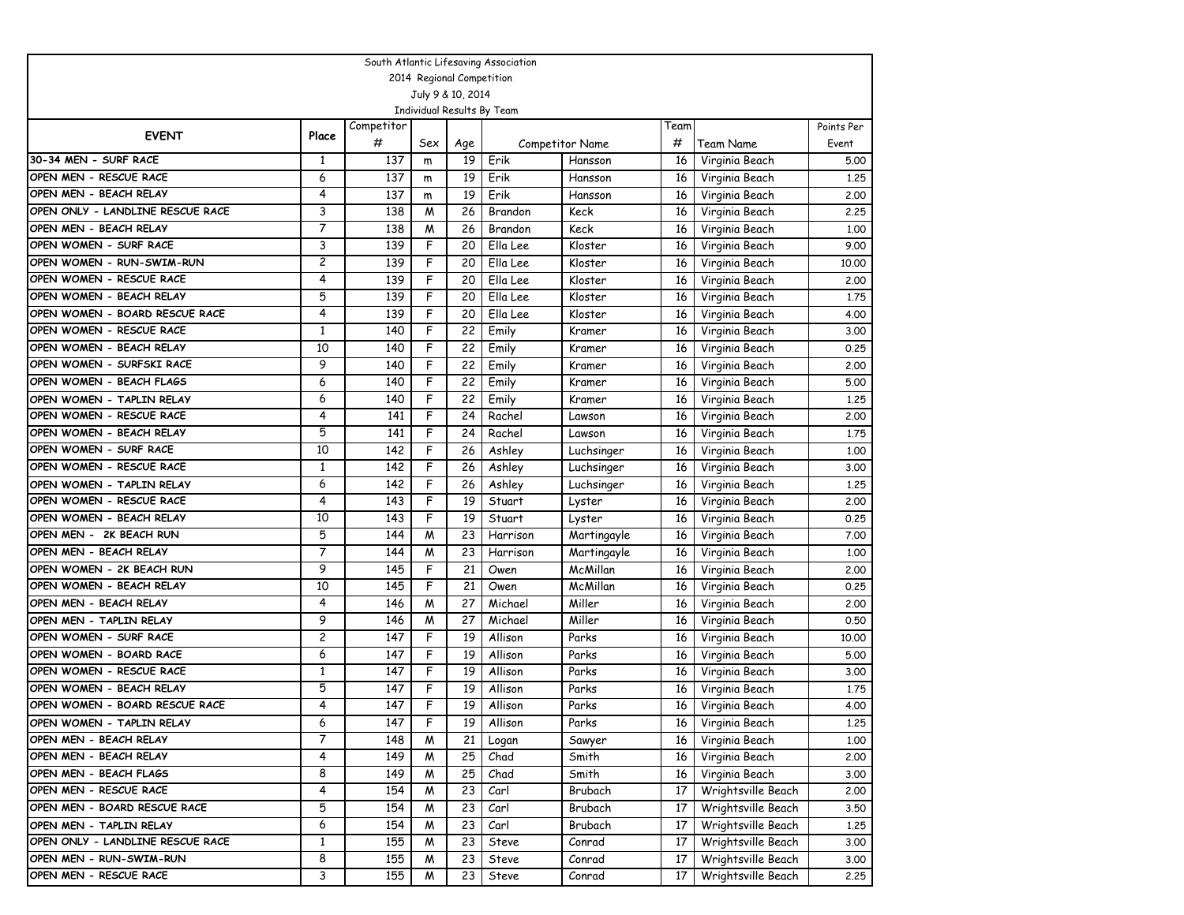South Atlantic Lifesaving Association

2014 Regional Competition

July 9 & 10, 2014

Individual Results By Team

| EVENT | Place | Competitor # | Sex | Age | Competitor Name | | Team # | Team Name | Points Per Event |
|---|---|---|---|---|---|---|---|---|---|
| 30-34 MEN - SURF RACE | 1 | 137 | m | 19 | Erik | Hansson | 16 | Virginia Beach | 5.00 |
| OPEN MEN - RESCUE RACE | 6 | 137 | m | 19 | Erik | Hansson | 16 | Virginia Beach | 1.25 |
| OPEN MEN - BEACH RELAY | 4 | 137 | m | 19 | Erik | Hansson | 16 | Virginia Beach | 2.00 |
| OPEN ONLY - LANDLINE RESCUE RACE | 3 | 138 | M | 26 | Brandon | Keck | 16 | Virginia Beach | 2.25 |
| OPEN MEN - BEACH RELAY | 7 | 138 | M | 26 | Brandon | Keck | 16 | Virginia Beach | 1.00 |
| OPEN WOMEN - SURF RACE | 3 | 139 | F | 20 | Ella Lee | Kloster | 16 | Virginia Beach | 9.00 |
| OPEN WOMEN - RUN-SWIM-RUN | 2 | 139 | F | 20 | Ella Lee | Kloster | 16 | Virginia Beach | 10.00 |
| OPEN WOMEN - RESCUE RACE | 4 | 139 | F | 20 | Ella Lee | Kloster | 16 | Virginia Beach | 2.00 |
| OPEN WOMEN - BEACH RELAY | 5 | 139 | F | 20 | Ella Lee | Kloster | 16 | Virginia Beach | 1.75 |
| OPEN WOMEN - BOARD RESCUE RACE | 4 | 139 | F | 20 | Ella Lee | Kloster | 16 | Virginia Beach | 4.00 |
| OPEN WOMEN - RESCUE RACE | 1 | 140 | F | 22 | Emily | Kramer | 16 | Virginia Beach | 3.00 |
| OPEN WOMEN - BEACH RELAY | 10 | 140 | F | 22 | Emily | Kramer | 16 | Virginia Beach | 0.25 |
| OPEN WOMEN - SURFSKI RACE | 9 | 140 | F | 22 | Emily | Kramer | 16 | Virginia Beach | 2.00 |
| OPEN WOMEN - BEACH FLAGS | 6 | 140 | F | 22 | Emily | Kramer | 16 | Virginia Beach | 5.00 |
| OPEN WOMEN - TAPLIN RELAY | 6 | 140 | F | 22 | Emily | Kramer | 16 | Virginia Beach | 1.25 |
| OPEN WOMEN - RESCUE RACE | 4 | 141 | F | 24 | Rachel | Lawson | 16 | Virginia Beach | 2.00 |
| OPEN WOMEN - BEACH RELAY | 5 | 141 | F | 24 | Rachel | Lawson | 16 | Virginia Beach | 1.75 |
| OPEN WOMEN - SURF RACE | 10 | 142 | F | 26 | Ashley | Luchsinger | 16 | Virginia Beach | 1.00 |
| OPEN WOMEN - RESCUE RACE | 1 | 142 | F | 26 | Ashley | Luchsinger | 16 | Virginia Beach | 3.00 |
| OPEN WOMEN - TAPLIN RELAY | 6 | 142 | F | 26 | Ashley | Luchsinger | 16 | Virginia Beach | 1.25 |
| OPEN WOMEN - RESCUE RACE | 4 | 143 | F | 19 | Stuart | Lyster | 16 | Virginia Beach | 2.00 |
| OPEN WOMEN - BEACH RELAY | 10 | 143 | F | 19 | Stuart | Lyster | 16 | Virginia Beach | 0.25 |
| OPEN MEN - 2K BEACH RUN | 5 | 144 | M | 23 | Harrison | Martingayle | 16 | Virginia Beach | 7.00 |
| OPEN MEN - BEACH RELAY | 7 | 144 | M | 23 | Harrison | Martingayle | 16 | Virginia Beach | 1.00 |
| OPEN WOMEN - 2K BEACH RUN | 9 | 145 | F | 21 | Owen | McMillan | 16 | Virginia Beach | 2.00 |
| OPEN WOMEN - BEACH RELAY | 10 | 145 | F | 21 | Owen | McMillan | 16 | Virginia Beach | 0.25 |
| OPEN MEN - BEACH RELAY | 4 | 146 | M | 27 | Michael | Miller | 16 | Virginia Beach | 2.00 |
| OPEN MEN - TAPLIN RELAY | 9 | 146 | M | 27 | Michael | Miller | 16 | Virginia Beach | 0.50 |
| OPEN WOMEN - SURF RACE | 2 | 147 | F | 19 | Allison | Parks | 16 | Virginia Beach | 10.00 |
| OPEN WOMEN - BOARD RACE | 6 | 147 | F | 19 | Allison | Parks | 16 | Virginia Beach | 5.00 |
| OPEN WOMEN - RESCUE RACE | 1 | 147 | F | 19 | Allison | Parks | 16 | Virginia Beach | 3.00 |
| OPEN WOMEN - BEACH RELAY | 5 | 147 | F | 19 | Allison | Parks | 16 | Virginia Beach | 1.75 |
| OPEN WOMEN - BOARD RESCUE RACE | 4 | 147 | F | 19 | Allison | Parks | 16 | Virginia Beach | 4.00 |
| OPEN WOMEN - TAPLIN RELAY | 6 | 147 | F | 19 | Allison | Parks | 16 | Virginia Beach | 1.25 |
| OPEN MEN - BEACH RELAY | 7 | 148 | M | 21 | Logan | Sawyer | 16 | Virginia Beach | 1.00 |
| OPEN MEN - BEACH RELAY | 4 | 149 | M | 25 | Chad | Smith | 16 | Virginia Beach | 2.00 |
| OPEN MEN - BEACH FLAGS | 8 | 149 | M | 25 | Chad | Smith | 16 | Virginia Beach | 3.00 |
| OPEN MEN - RESCUE RACE | 4 | 154 | M | 23 | Carl | Brubach | 17 | Wrightsville Beach | 2.00 |
| OPEN MEN - BOARD RESCUE RACE | 5 | 154 | M | 23 | Carl | Brubach | 17 | Wrightsville Beach | 3.50 |
| OPEN MEN - TAPLIN RELAY | 6 | 154 | M | 23 | Carl | Brubach | 17 | Wrightsville Beach | 1.25 |
| OPEN ONLY - LANDLINE RESCUE RACE | 1 | 155 | M | 23 | Steve | Conrad | 17 | Wrightsville Beach | 3.00 |
| OPEN MEN - RUN-SWIM-RUN | 8 | 155 | M | 23 | Steve | Conrad | 17 | Wrightsville Beach | 3.00 |
| OPEN MEN - RESCUE RACE | 3 | 155 | M | 23 | Steve | Conrad | 17 | Wrightsville Beach | 2.25 |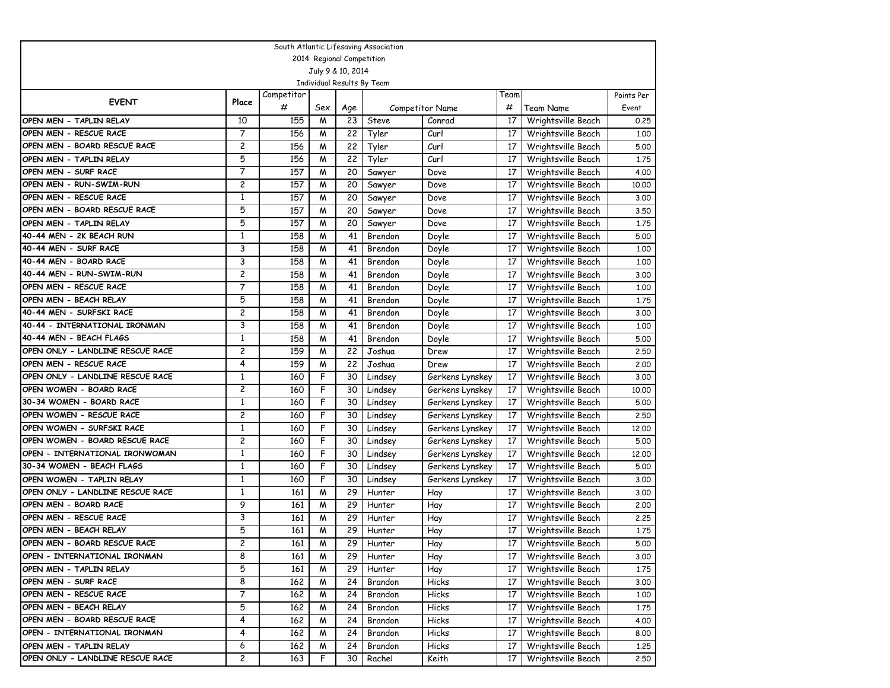South Atlantic Lifesaving Association

2014 Regional Competition

July 9 & 10, 2014

Individual Results By Team

| EVENT | Place | Competitor # | Sex | Age | Competitor Name | | Team # | Team Name | Points Per Event |
|---|---|---|---|---|---|---|---|---|---|
| OPEN MEN - TAPLIN RELAY | 10 | 155 | M | 23 | Steve | Conrad | 17 | Wrightsville Beach | 0.25 |
| OPEN MEN - RESCUE RACE | 7 | 156 | M | 22 | Tyler | Curl | 17 | Wrightsville Beach | 1.00 |
| OPEN MEN - BOARD RESCUE RACE | 2 | 156 | M | 22 | Tyler | Curl | 17 | Wrightsville Beach | 5.00 |
| OPEN MEN - TAPLIN RELAY | 5 | 156 | M | 22 | Tyler | Curl | 17 | Wrightsville Beach | 1.75 |
| OPEN MEN - SURF RACE | 7 | 157 | M | 20 | Sawyer | Dove | 17 | Wrightsville Beach | 4.00 |
| OPEN MEN - RUN-SWIM-RUN | 2 | 157 | M | 20 | Sawyer | Dove | 17 | Wrightsville Beach | 10.00 |
| OPEN MEN - RESCUE RACE | 1 | 157 | M | 20 | Sawyer | Dove | 17 | Wrightsville Beach | 3.00 |
| OPEN MEN - BOARD RESCUE RACE | 5 | 157 | M | 20 | Sawyer | Dove | 17 | Wrightsville Beach | 3.50 |
| OPEN MEN - TAPLIN RELAY | 5 | 157 | M | 20 | Sawyer | Dove | 17 | Wrightsville Beach | 1.75 |
| 40-44 MEN - 2K BEACH RUN | 1 | 158 | M | 41 | Brendon | Doyle | 17 | Wrightsville Beach | 5.00 |
| 40-44 MEN - SURF RACE | 3 | 158 | M | 41 | Brendon | Doyle | 17 | Wrightsville Beach | 1.00 |
| 40-44 MEN - BOARD RACE | 3 | 158 | M | 41 | Brendon | Doyle | 17 | Wrightsville Beach | 1.00 |
| 40-44 MEN - RUN-SWIM-RUN | 2 | 158 | M | 41 | Brendon | Doyle | 17 | Wrightsville Beach | 3.00 |
| OPEN MEN - RESCUE RACE | 7 | 158 | M | 41 | Brendon | Doyle | 17 | Wrightsville Beach | 1.00 |
| OPEN MEN - BEACH RELAY | 5 | 158 | M | 41 | Brendon | Doyle | 17 | Wrightsville Beach | 1.75 |
| 40-44 MEN - SURFSKI RACE | 2 | 158 | M | 41 | Brendon | Doyle | 17 | Wrightsville Beach | 3.00 |
| 40-44 - INTERNATIONAL IRONMAN | 3 | 158 | M | 41 | Brendon | Doyle | 17 | Wrightsville Beach | 1.00 |
| 40-44 MEN - BEACH FLAGS | 1 | 158 | M | 41 | Brendon | Doyle | 17 | Wrightsville Beach | 5.00 |
| OPEN ONLY - LANDLINE RESCUE RACE | 2 | 159 | M | 22 | Joshua | Drew | 17 | Wrightsville Beach | 2.50 |
| OPEN MEN - RESCUE RACE | 4 | 159 | M | 22 | Joshua | Drew | 17 | Wrightsville Beach | 2.00 |
| OPEN ONLY - LANDLINE RESCUE RACE | 1 | 160 | F | 30 | Lindsey | Gerkens Lynskey | 17 | Wrightsville Beach | 3.00 |
| OPEN WOMEN - BOARD RACE | 2 | 160 | F | 30 | Lindsey | Gerkens Lynskey | 17 | Wrightsville Beach | 10.00 |
| 30-34 WOMEN - BOARD RACE | 1 | 160 | F | 30 | Lindsey | Gerkens Lynskey | 17 | Wrightsville Beach | 5.00 |
| OPEN WOMEN - RESCUE RACE | 2 | 160 | F | 30 | Lindsey | Gerkens Lynskey | 17 | Wrightsville Beach | 2.50 |
| OPEN WOMEN - SURFSKI RACE | 1 | 160 | F | 30 | Lindsey | Gerkens Lynskey | 17 | Wrightsville Beach | 12.00 |
| OPEN WOMEN - BOARD RESCUE RACE | 2 | 160 | F | 30 | Lindsey | Gerkens Lynskey | 17 | Wrightsville Beach | 5.00 |
| OPEN - INTERNATIONAL IRONWOMAN | 1 | 160 | F | 30 | Lindsey | Gerkens Lynskey | 17 | Wrightsville Beach | 12.00 |
| 30-34 WOMEN - BEACH FLAGS | 1 | 160 | F | 30 | Lindsey | Gerkens Lynskey | 17 | Wrightsville Beach | 5.00 |
| OPEN WOMEN - TAPLIN RELAY | 1 | 160 | F | 30 | Lindsey | Gerkens Lynskey | 17 | Wrightsville Beach | 3.00 |
| OPEN ONLY - LANDLINE RESCUE RACE | 1 | 161 | M | 29 | Hunter | Hay | 17 | Wrightsville Beach | 3.00 |
| OPEN MEN - BOARD RACE | 9 | 161 | M | 29 | Hunter | Hay | 17 | Wrightsville Beach | 2.00 |
| OPEN MEN - RESCUE RACE | 3 | 161 | M | 29 | Hunter | Hay | 17 | Wrightsville Beach | 2.25 |
| OPEN MEN - BEACH RELAY | 5 | 161 | M | 29 | Hunter | Hay | 17 | Wrightsville Beach | 1.75 |
| OPEN MEN - BOARD RESCUE RACE | 2 | 161 | M | 29 | Hunter | Hay | 17 | Wrightsville Beach | 5.00 |
| OPEN - INTERNATIONAL IRONMAN | 8 | 161 | M | 29 | Hunter | Hay | 17 | Wrightsville Beach | 3.00 |
| OPEN MEN - TAPLIN RELAY | 5 | 161 | M | 29 | Hunter | Hay | 17 | Wrightsville Beach | 1.75 |
| OPEN MEN - SURF RACE | 8 | 162 | M | 24 | Brandon | Hicks | 17 | Wrightsville Beach | 3.00 |
| OPEN MEN - RESCUE RACE | 7 | 162 | M | 24 | Brandon | Hicks | 17 | Wrightsville Beach | 1.00 |
| OPEN MEN - BEACH RELAY | 5 | 162 | M | 24 | Brandon | Hicks | 17 | Wrightsville Beach | 1.75 |
| OPEN MEN - BOARD RESCUE RACE | 4 | 162 | M | 24 | Brandon | Hicks | 17 | Wrightsville Beach | 4.00 |
| OPEN - INTERNATIONAL IRONMAN | 4 | 162 | M | 24 | Brandon | Hicks | 17 | Wrightsville Beach | 8.00 |
| OPEN MEN - TAPLIN RELAY | 6 | 162 | M | 24 | Brandon | Hicks | 17 | Wrightsville Beach | 1.25 |
| OPEN ONLY - LANDLINE RESCUE RACE | 2 | 163 | F | 30 | Rachel | Keith | 17 | Wrightsville Beach | 2.50 |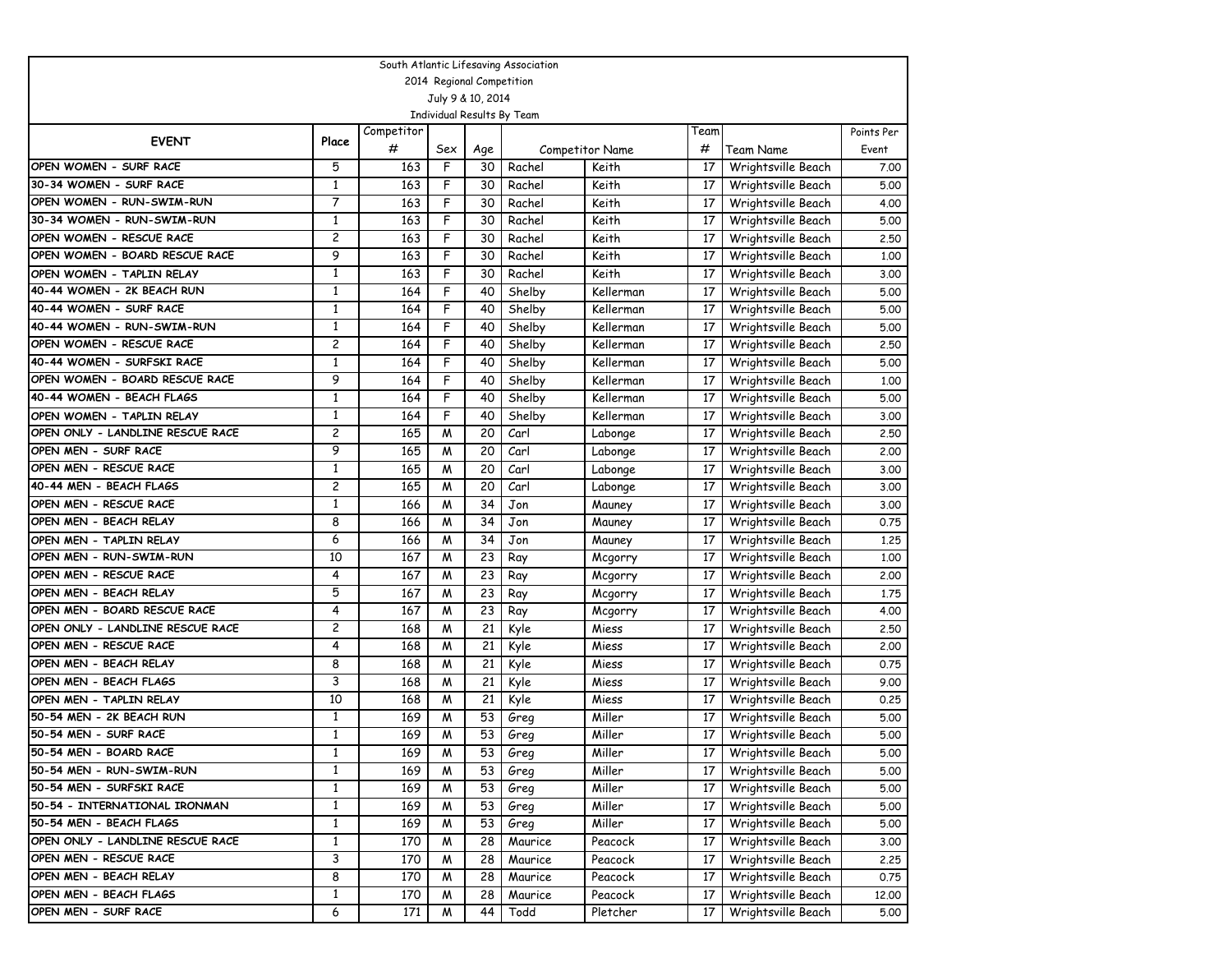South Atlantic Lifesaving Association

2014 Regional Competition

July 9 & 10, 2014

Individual Results By Team

| EVENT | Place | Competitor # | Sex | Age | Competitor Name | | Team # | Team Name | Points Per Event |
|---|---|---|---|---|---|---|---|---|---|
| OPEN WOMEN - SURF RACE | 5 | 163 | F | 30 | Rachel | Keith | 17 | Wrightsville Beach | 7.00 |
| 30-34 WOMEN - SURF RACE | 1 | 163 | F | 30 | Rachel | Keith | 17 | Wrightsville Beach | 5.00 |
| OPEN WOMEN - RUN-SWIM-RUN | 7 | 163 | F | 30 | Rachel | Keith | 17 | Wrightsville Beach | 4.00 |
| 30-34 WOMEN - RUN-SWIM-RUN | 1 | 163 | F | 30 | Rachel | Keith | 17 | Wrightsville Beach | 5.00 |
| OPEN WOMEN - RESCUE RACE | 2 | 163 | F | 30 | Rachel | Keith | 17 | Wrightsville Beach | 2.50 |
| OPEN WOMEN - BOARD RESCUE RACE | 9 | 163 | F | 30 | Rachel | Keith | 17 | Wrightsville Beach | 1.00 |
| OPEN WOMEN - TAPLIN RELAY | 1 | 163 | F | 30 | Rachel | Keith | 17 | Wrightsville Beach | 3.00 |
| 40-44 WOMEN - 2K BEACH RUN | 1 | 164 | F | 40 | Shelby | Kellerman | 17 | Wrightsville Beach | 5.00 |
| 40-44 WOMEN - SURF RACE | 1 | 164 | F | 40 | Shelby | Kellerman | 17 | Wrightsville Beach | 5.00 |
| 40-44 WOMEN - RUN-SWIM-RUN | 1 | 164 | F | 40 | Shelby | Kellerman | 17 | Wrightsville Beach | 5.00 |
| OPEN WOMEN - RESCUE RACE | 2 | 164 | F | 40 | Shelby | Kellerman | 17 | Wrightsville Beach | 2.50 |
| 40-44 WOMEN - SURFSKI RACE | 1 | 164 | F | 40 | Shelby | Kellerman | 17 | Wrightsville Beach | 5.00 |
| OPEN WOMEN - BOARD RESCUE RACE | 9 | 164 | F | 40 | Shelby | Kellerman | 17 | Wrightsville Beach | 1.00 |
| 40-44 WOMEN - BEACH FLAGS | 1 | 164 | F | 40 | Shelby | Kellerman | 17 | Wrightsville Beach | 5.00 |
| OPEN WOMEN - TAPLIN RELAY | 1 | 164 | F | 40 | Shelby | Kellerman | 17 | Wrightsville Beach | 3.00 |
| OPEN ONLY - LANDLINE RESCUE RACE | 2 | 165 | M | 20 | Carl | Labonge | 17 | Wrightsville Beach | 2.50 |
| OPEN MEN - SURF RACE | 9 | 165 | M | 20 | Carl | Labonge | 17 | Wrightsville Beach | 2.00 |
| OPEN MEN - RESCUE RACE | 1 | 165 | M | 20 | Carl | Labonge | 17 | Wrightsville Beach | 3.00 |
| 40-44 MEN - BEACH FLAGS | 2 | 165 | M | 20 | Carl | Labonge | 17 | Wrightsville Beach | 3.00 |
| OPEN MEN - RESCUE RACE | 1 | 166 | M | 34 | Jon | Mauney | 17 | Wrightsville Beach | 3.00 |
| OPEN MEN - BEACH RELAY | 8 | 166 | M | 34 | Jon | Mauney | 17 | Wrightsville Beach | 0.75 |
| OPEN MEN - TAPLIN RELAY | 6 | 166 | M | 34 | Jon | Mauney | 17 | Wrightsville Beach | 1.25 |
| OPEN MEN - RUN-SWIM-RUN | 10 | 167 | M | 23 | Ray | Mcgorry | 17 | Wrightsville Beach | 1.00 |
| OPEN MEN - RESCUE RACE | 4 | 167 | M | 23 | Ray | Mcgorry | 17 | Wrightsville Beach | 2.00 |
| OPEN MEN - BEACH RELAY | 5 | 167 | M | 23 | Ray | Mcgorry | 17 | Wrightsville Beach | 1.75 |
| OPEN MEN - BOARD RESCUE RACE | 4 | 167 | M | 23 | Ray | Mcgorry | 17 | Wrightsville Beach | 4.00 |
| OPEN ONLY - LANDLINE RESCUE RACE | 2 | 168 | M | 21 | Kyle | Miess | 17 | Wrightsville Beach | 2.50 |
| OPEN MEN - RESCUE RACE | 4 | 168 | M | 21 | Kyle | Miess | 17 | Wrightsville Beach | 2.00 |
| OPEN MEN - BEACH RELAY | 8 | 168 | M | 21 | Kyle | Miess | 17 | Wrightsville Beach | 0.75 |
| OPEN MEN - BEACH FLAGS | 3 | 168 | M | 21 | Kyle | Miess | 17 | Wrightsville Beach | 9.00 |
| OPEN MEN - TAPLIN RELAY | 10 | 168 | M | 21 | Kyle | Miess | 17 | Wrightsville Beach | 0.25 |
| 50-54 MEN - 2K BEACH RUN | 1 | 169 | M | 53 | Greg | Miller | 17 | Wrightsville Beach | 5.00 |
| 50-54 MEN - SURF RACE | 1 | 169 | M | 53 | Greg | Miller | 17 | Wrightsville Beach | 5.00 |
| 50-54 MEN - BOARD RACE | 1 | 169 | M | 53 | Greg | Miller | 17 | Wrightsville Beach | 5.00 |
| 50-54 MEN - RUN-SWIM-RUN | 1 | 169 | M | 53 | Greg | Miller | 17 | Wrightsville Beach | 5.00 |
| 50-54 MEN - SURFSKI RACE | 1 | 169 | M | 53 | Greg | Miller | 17 | Wrightsville Beach | 5.00 |
| 50-54 - INTERNATIONAL IRONMAN | 1 | 169 | M | 53 | Greg | Miller | 17 | Wrightsville Beach | 5.00 |
| 50-54 MEN - BEACH FLAGS | 1 | 169 | M | 53 | Greg | Miller | 17 | Wrightsville Beach | 5.00 |
| OPEN ONLY - LANDLINE RESCUE RACE | 1 | 170 | M | 28 | Maurice | Peacock | 17 | Wrightsville Beach | 3.00 |
| OPEN MEN - RESCUE RACE | 3 | 170 | M | 28 | Maurice | Peacock | 17 | Wrightsville Beach | 2.25 |
| OPEN MEN - BEACH RELAY | 8 | 170 | M | 28 | Maurice | Peacock | 17 | Wrightsville Beach | 0.75 |
| OPEN MEN - BEACH FLAGS | 1 | 170 | M | 28 | Maurice | Peacock | 17 | Wrightsville Beach | 12.00 |
| OPEN MEN - SURF RACE | 6 | 171 | M | 44 | Todd | Pletcher | 17 | Wrightsville Beach | 5.00 |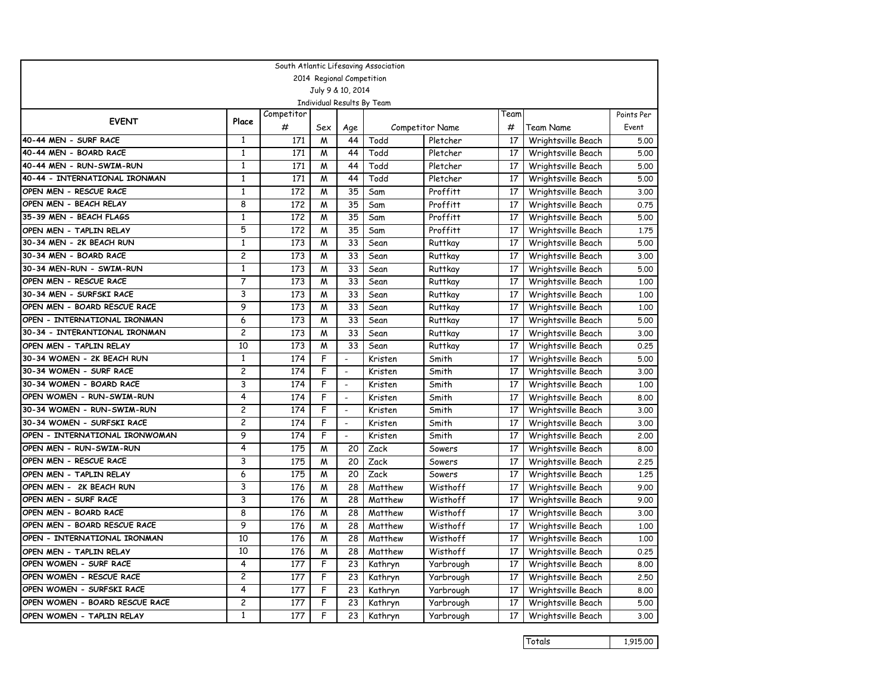South Atlantic Lifesaving Association

2014 Regional Competition

July 9 & 10, 2014

Individual Results By Team

| EVENT | Place | Competitor # | Sex | Age | Competitor Name | | Team # | Team Name | Points Per Event |
|---|---|---|---|---|---|---|---|---|---|
| 40-44 MEN - SURF RACE | 1 | 171 | M | 44 | Todd | Pletcher | 17 | Wrightsville Beach | 5.00 |
| 40-44 MEN - BOARD RACE | 1 | 171 | M | 44 | Todd | Pletcher | 17 | Wrightsville Beach | 5.00 |
| 40-44 MEN - RUN-SWIM-RUN | 1 | 171 | M | 44 | Todd | Pletcher | 17 | Wrightsville Beach | 5.00 |
| 40-44 - INTERNATIONAL IRONMAN | 1 | 171 | M | 44 | Todd | Pletcher | 17 | Wrightsville Beach | 5.00 |
| OPEN MEN - RESCUE RACE | 1 | 172 | M | 35 | Sam | Proffitt | 17 | Wrightsville Beach | 3.00 |
| OPEN MEN - BEACH RELAY | 8 | 172 | M | 35 | Sam | Proffitt | 17 | Wrightsville Beach | 0.75 |
| 35-39 MEN - BEACH FLAGS | 1 | 172 | M | 35 | Sam | Proffitt | 17 | Wrightsville Beach | 5.00 |
| OPEN MEN - TAPLIN RELAY | 5 | 172 | M | 35 | Sam | Proffitt | 17 | Wrightsville Beach | 1.75 |
| 30-34 MEN - 2K BEACH RUN | 1 | 173 | M | 33 | Sean | Ruttkay | 17 | Wrightsville Beach | 5.00 |
| 30-34 MEN - BOARD RACE | 2 | 173 | M | 33 | Sean | Ruttkay | 17 | Wrightsville Beach | 3.00 |
| 30-34 MEN-RUN - SWIM-RUN | 1 | 173 | M | 33 | Sean | Ruttkay | 17 | Wrightsville Beach | 5.00 |
| OPEN MEN - RESCUE RACE | 7 | 173 | M | 33 | Sean | Ruttkay | 17 | Wrightsville Beach | 1.00 |
| 30-34 MEN - SURFSKI RACE | 3 | 173 | M | 33 | Sean | Ruttkay | 17 | Wrightsville Beach | 1.00 |
| OPEN MEN - BOARD RESCUE RACE | 9 | 173 | M | 33 | Sean | Ruttkay | 17 | Wrightsville Beach | 1.00 |
| OPEN - INTERNATIONAL IRONMAN | 6 | 173 | M | 33 | Sean | Ruttkay | 17 | Wrightsville Beach | 5.00 |
| 30-34 - INTERANTIONAL IRONMAN | 2 | 173 | M | 33 | Sean | Ruttkay | 17 | Wrightsville Beach | 3.00 |
| OPEN MEN - TAPLIN RELAY | 10 | 173 | M | 33 | Sean | Ruttkay | 17 | Wrightsville Beach | 0.25 |
| 30-34 WOMEN - 2K BEACH RUN | 1 | 174 | F | - | Kristen | Smith | 17 | Wrightsville Beach | 5.00 |
| 30-34 WOMEN - SURF RACE | 2 | 174 | F | - | Kristen | Smith | 17 | Wrightsville Beach | 3.00 |
| 30-34 WOMEN - BOARD RACE | 3 | 174 | F | - | Kristen | Smith | 17 | Wrightsville Beach | 1.00 |
| OPEN WOMEN - RUN-SWIM-RUN | 4 | 174 | F | - | Kristen | Smith | 17 | Wrightsville Beach | 8.00 |
| 30-34 WOMEN - RUN-SWIM-RUN | 2 | 174 | F | - | Kristen | Smith | 17 | Wrightsville Beach | 3.00 |
| 30-34 WOMEN - SURFSKI RACE | 2 | 174 | F | - | Kristen | Smith | 17 | Wrightsville Beach | 3.00 |
| OPEN - INTERNATIONAL IRONWOMAN | 9 | 174 | F | - | Kristen | Smith | 17 | Wrightsville Beach | 2.00 |
| OPEN MEN - RUN-SWIM-RUN | 4 | 175 | M | 20 | Zack | Sowers | 17 | Wrightsville Beach | 8.00 |
| OPEN MEN - RESCUE RACE | 3 | 175 | M | 20 | Zack | Sowers | 17 | Wrightsville Beach | 2.25 |
| OPEN MEN - TAPLIN RELAY | 6 | 175 | M | 20 | Zack | Sowers | 17 | Wrightsville Beach | 1.25 |
| OPEN MEN - 2K BEACH RUN | 3 | 176 | M | 28 | Matthew | Wisthoff | 17 | Wrightsville Beach | 9.00 |
| OPEN MEN - SURF RACE | 3 | 176 | M | 28 | Matthew | Wisthoff | 17 | Wrightsville Beach | 9.00 |
| OPEN MEN - BOARD RACE | 8 | 176 | M | 28 | Matthew | Wisthoff | 17 | Wrightsville Beach | 3.00 |
| OPEN MEN - BOARD RESCUE RACE | 9 | 176 | M | 28 | Matthew | Wisthoff | 17 | Wrightsville Beach | 1.00 |
| OPEN - INTERNATIONAL IRONMAN | 10 | 176 | M | 28 | Matthew | Wisthoff | 17 | Wrightsville Beach | 1.00 |
| OPEN MEN - TAPLIN RELAY | 10 | 176 | M | 28 | Matthew | Wisthoff | 17 | Wrightsville Beach | 0.25 |
| OPEN WOMEN - SURF RACE | 4 | 177 | F | 23 | Kathryn | Yarbrough | 17 | Wrightsville Beach | 8.00 |
| OPEN WOMEN - RESCUE RACE | 2 | 177 | F | 23 | Kathryn | Yarbrough | 17 | Wrightsville Beach | 2.50 |
| OPEN WOMEN - SURFSKI RACE | 4 | 177 | F | 23 | Kathryn | Yarbrough | 17 | Wrightsville Beach | 8.00 |
| OPEN WOMEN - BOARD RESCUE RACE | 2 | 177 | F | 23 | Kathryn | Yarbrough | 17 | Wrightsville Beach | 5.00 |
| OPEN WOMEN - TAPLIN RELAY | 1 | 177 | F | 23 | Kathryn | Yarbrough | 17 | Wrightsville Beach | 3.00 |

| | |
|---|---|
| Totals | 1,915.00 |